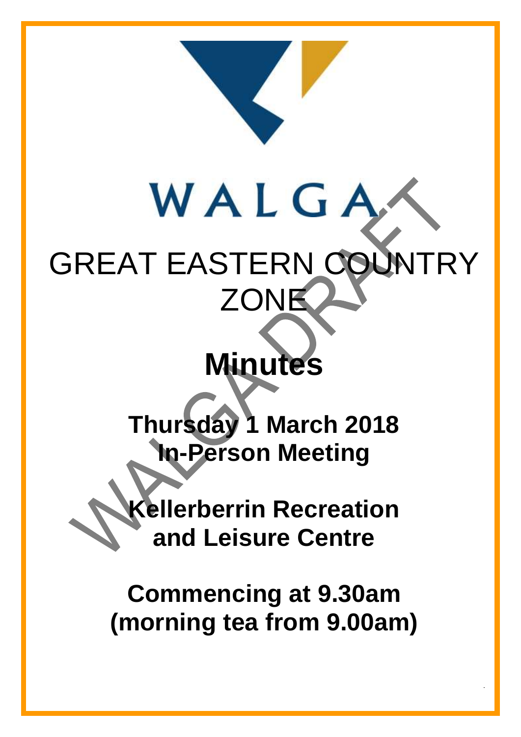WALGA

# GREAT EASTERN COUNTRY ZONE

# Minutes

**Thursday 1 March 2018**
**In-Person Meeting**

**Kellerberrin Recreation and Leisure Centre**

**Commencing at 9.30am (morning tea from 9.00am)**

WALGA DRAFT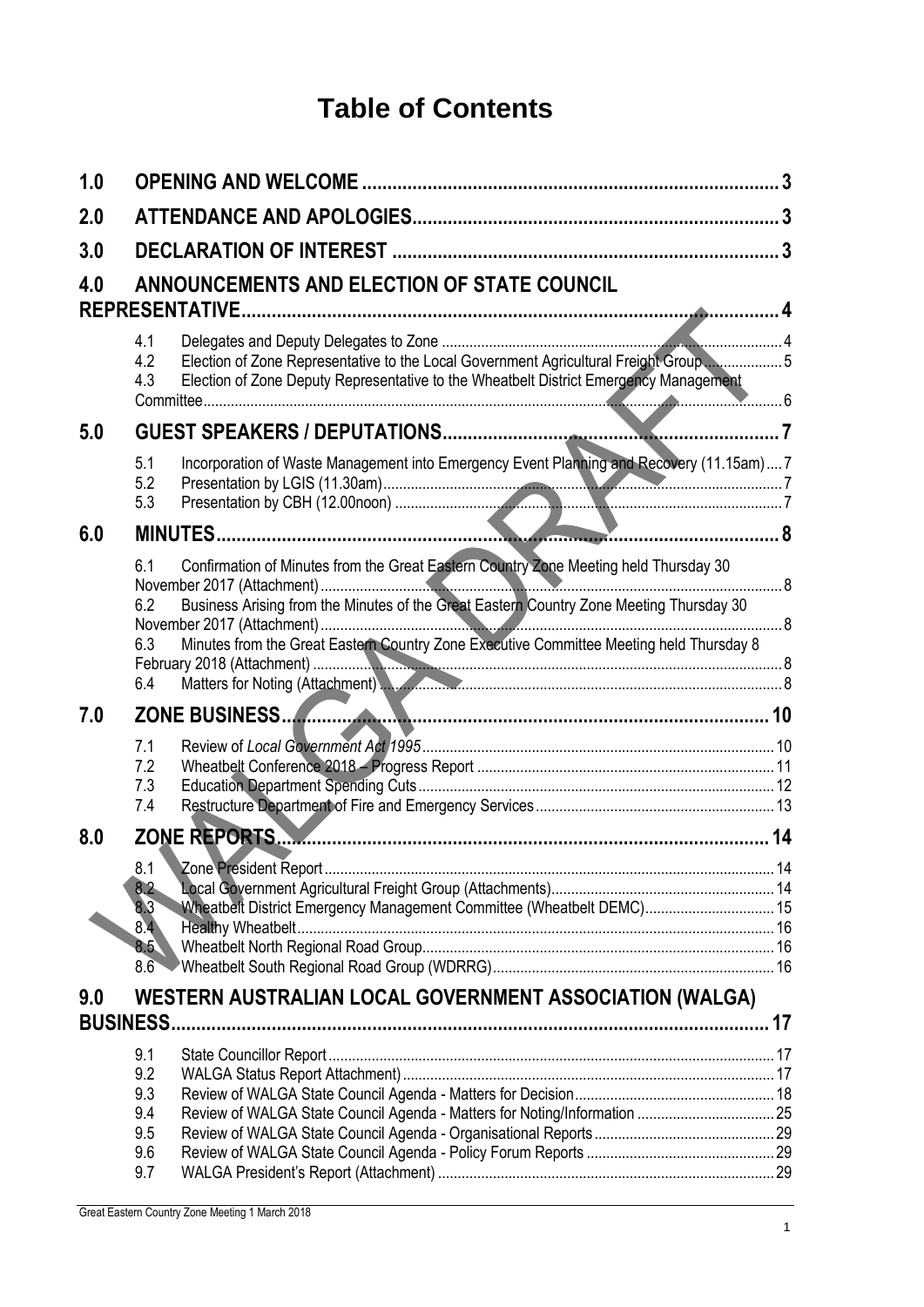# Table of Contents

**1.0 OPENING AND WELCOME** ..... 3

**2.0 ATTENDANCE AND APOLOGIES** ..... 3

**3.0 DECLARATION OF INTEREST** ..... 3

**4.0 ANNOUNCEMENTS AND ELECTION OF STATE COUNCIL REPRESENTATIVE** ..... 4

- 4.1 Delegates and Deputy Delegates to Zone ..... 4
- 4.2 Election of Zone Representative to the Local Government Agricultural Freight Group ..... 5
- 4.3 Election of Zone Deputy Representative to the Wheatbelt District Emergency Management Committee ..... 6

**5.0 GUEST SPEAKERS / DEPUTATIONS** ..... 7

- 5.1 Incorporation of Waste Management into Emergency Event Planning and Recovery (11.15am) ..... 7
- 5.2 Presentation by LGIS (11.30am) ..... 7
- 5.3 Presentation by CBH (12.00noon) ..... 7

**6.0 MINUTES** ..... 8

- 6.1 Confirmation of Minutes from the Great Eastern Country Zone Meeting held Thursday 30 November 2017 (Attachment) ..... 8
- 6.2 Business Arising from the Minutes of the Great Eastern Country Zone Meeting Thursday 30 November 2017 (Attachment) ..... 8
- 6.3 Minutes from the Great Eastern Country Zone Executive Committee Meeting held Thursday 8 February 2018 (Attachment) ..... 8
- 6.4 Matters for Noting (Attachment) ..... 8

**7.0 ZONE BUSINESS** ..... 10

- 7.1 Review of *Local Government Act 1995* ..... 10
- 7.2 Wheatbelt Conference 2018 – Progress Report ..... 11
- 7.3 Education Department Spending Cuts ..... 12
- 7.4 Restructure Department of Fire and Emergency Services ..... 13

**8.0 ZONE REPORTS** ..... 14

- 8.1 Zone President Report ..... 14
- 8.2 Local Government Agricultural Freight Group (Attachments) ..... 14
- 8.3 Wheatbelt District Emergency Management Committee (Wheatbelt DEMC) ..... 15
- 8.4 Healthy Wheatbelt ..... 16
- 8.5 Wheatbelt North Regional Road Group ..... 16
- 8.6 Wheatbelt South Regional Road Group (WDRRG) ..... 16

**9.0 WESTERN AUSTRALIAN LOCAL GOVERNMENT ASSOCIATION (WALGA) BUSINESS** ..... 17

- 9.1 State Councillor Report ..... 17
- 9.2 WALGA Status Report Attachment) ..... 17
- 9.3 Review of WALGA State Council Agenda - Matters for Decision ..... 18
- 9.4 Review of WALGA State Council Agenda - Matters for Noting/Information ..... 25
- 9.5 Review of WALGA State Council Agenda - Organisational Reports ..... 29
- 9.6 Review of WALGA State Council Agenda - Policy Forum Reports ..... 29
- 9.7 WALGA President's Report (Attachment) ..... 29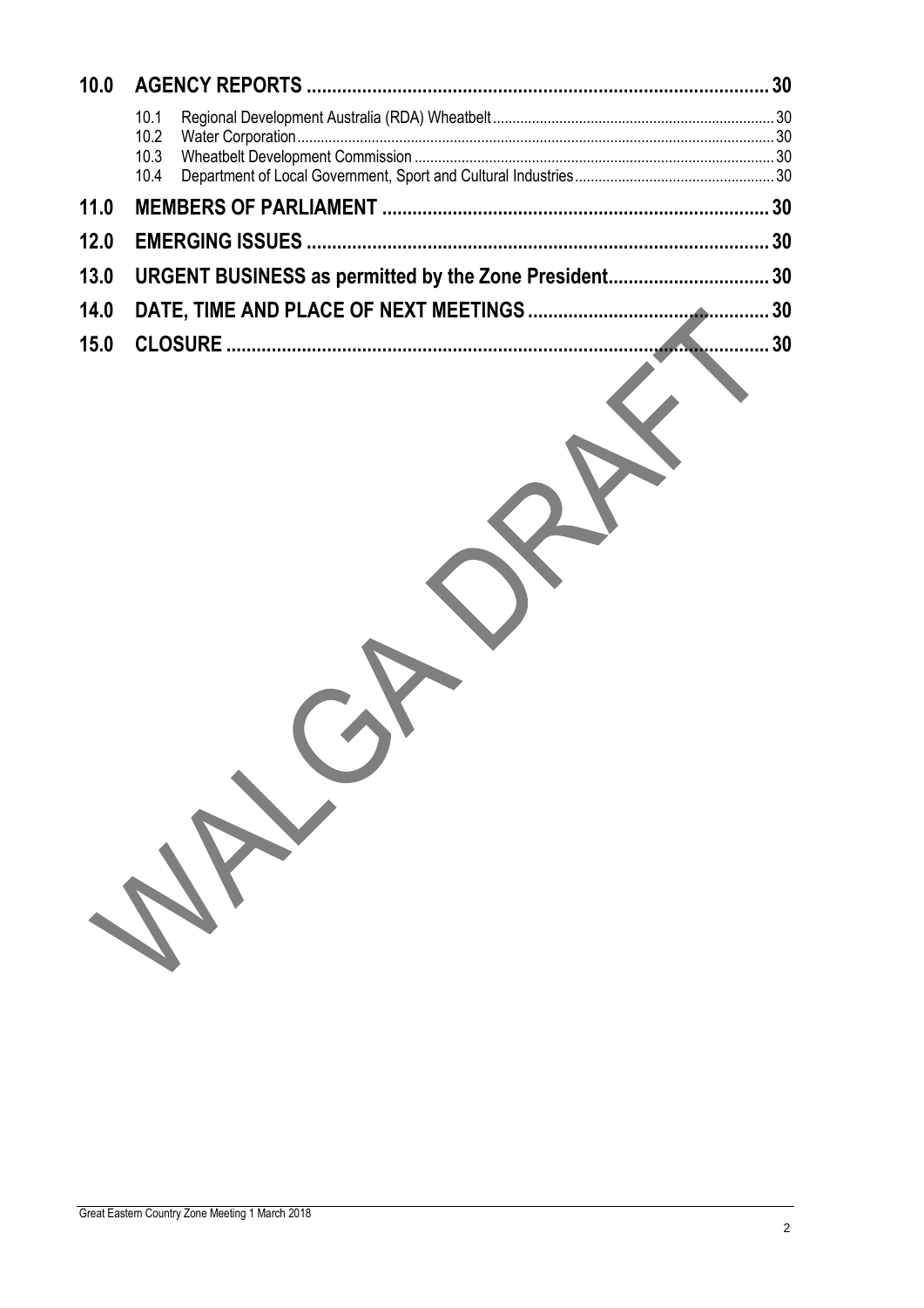**10.0 AGENCY REPORTS .......................................................................................... 30**

- 10.1 Regional Development Australia (RDA) Wheatbelt ........................................................................ 30
- 10.2 Water Corporation ........................................................................................................................ 30
- 10.3 Wheatbelt Development Commission ........................................................................................... 30
- 10.4 Department of Local Government, Sport and Cultural Industries ................................................... 30

**11.0 MEMBERS OF PARLIAMENT .......................................................................... 30**

**12.0 EMERGING ISSUES .......................................................................................... 30**

**13.0 URGENT BUSINESS as permitted by the Zone President............................... 30**

**14.0 DATE, TIME AND PLACE OF NEXT MEETINGS ................................................ 30**

**15.0 CLOSURE ......................................................................................................... 30**

WALGA DRAFT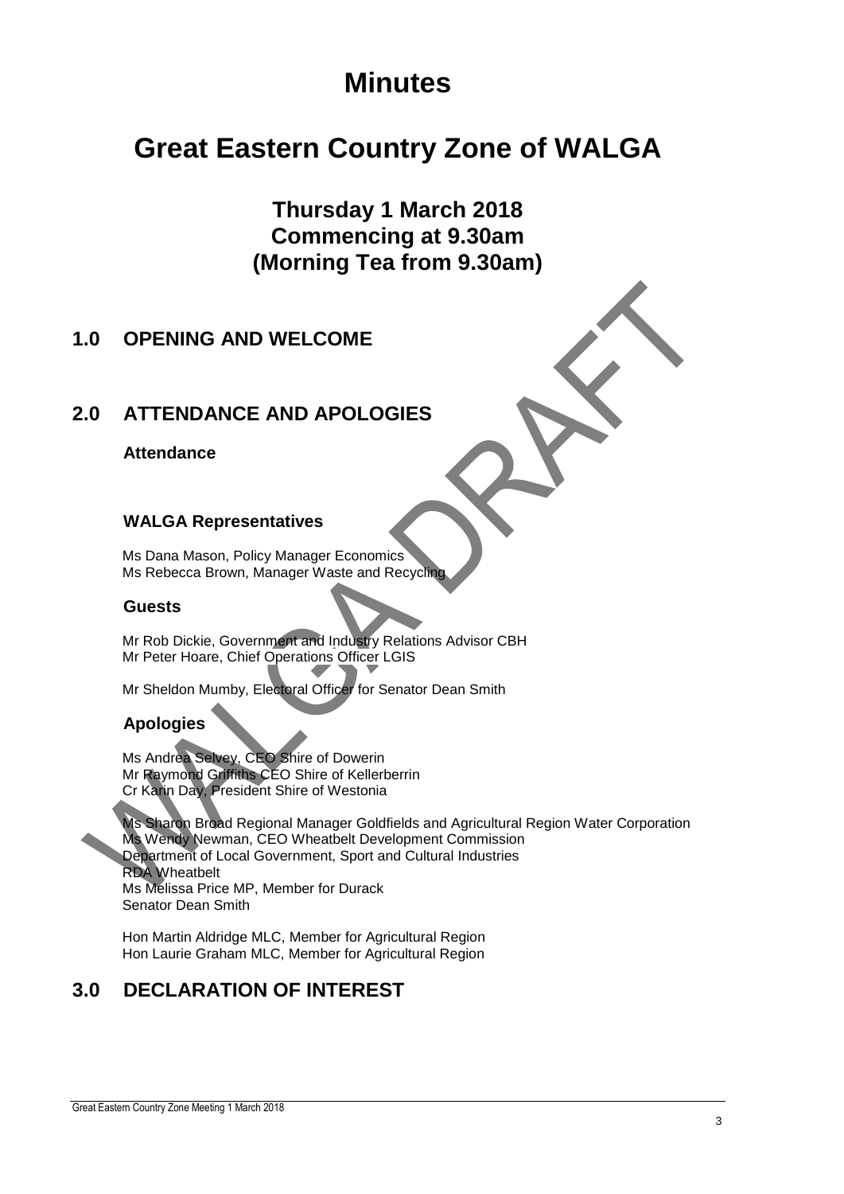# Minutes

# Great Eastern Country Zone of WALGA

### Thursday 1 March 2018
### Commencing at 9.30am
### (Morning Tea from 9.30am)

## 1.0 OPENING AND WELCOME

## 2.0 ATTENDANCE AND APOLOGIES

**Attendance**

**WALGA Representatives**

Ms Dana Mason, Policy Manager Economics
Ms Rebecca Brown, Manager Waste and Recycling

**Guests**

Mr Rob Dickie, Government and Industry Relations Advisor CBH
Mr Peter Hoare, Chief Operations Officer LGIS

Mr Sheldon Mumby, Electoral Officer for Senator Dean Smith

**Apologies**

Ms Andrea Selvey, CEO Shire of Dowerin
Mr Raymond Griffiths CEO Shire of Kellerberrin
Cr Karin Day, President Shire of Westonia

Ms Sharon Broad Regional Manager Goldfields and Agricultural Region Water Corporation
Ms Wendy Newman, CEO Wheatbelt Development Commission
Department of Local Government, Sport and Cultural Industries
RDA Wheatbelt
Ms Melissa Price MP, Member for Durack
Senator Dean Smith

Hon Martin Aldridge MLC, Member for Agricultural Region
Hon Laurie Graham MLC, Member for Agricultural Region

## 3.0 DECLARATION OF INTEREST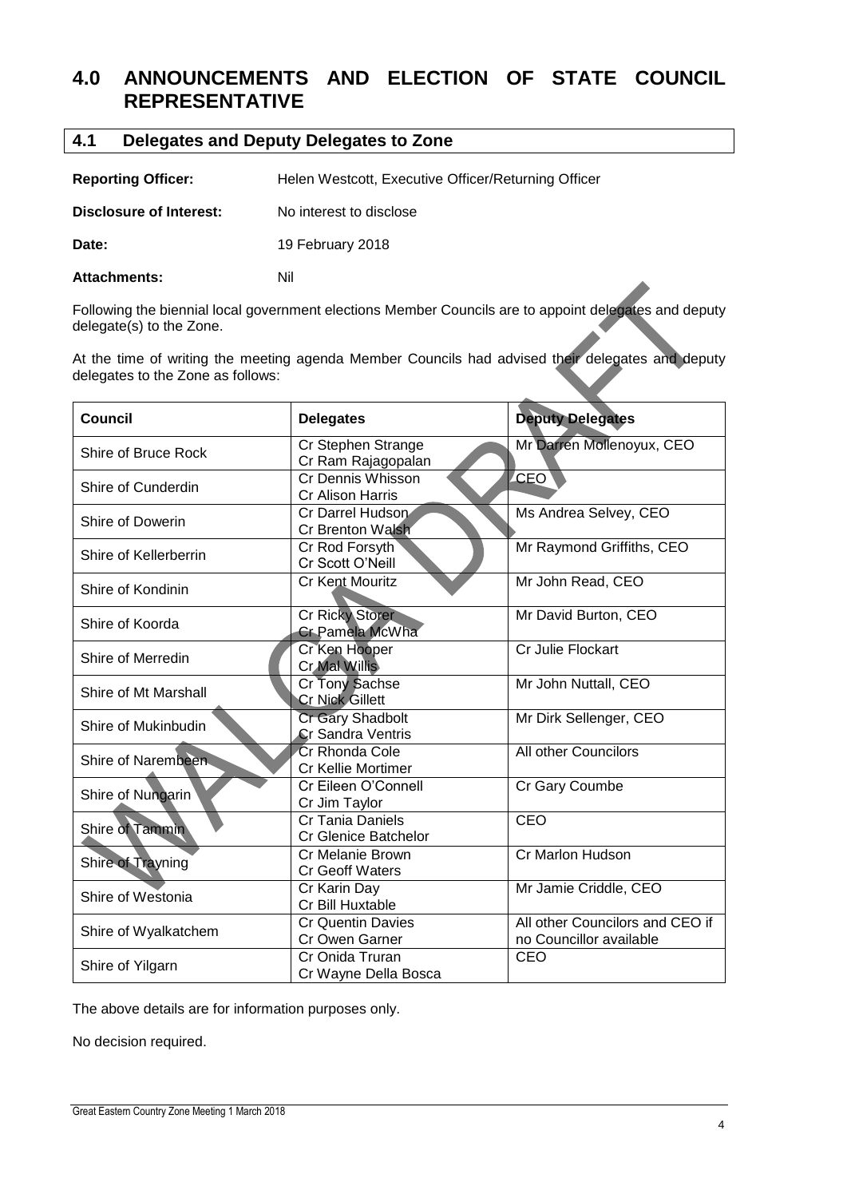# 4.0 ANNOUNCEMENTS AND ELECTION OF STATE COUNCIL REPRESENTATIVE

## 4.1 Delegates and Deputy Delegates to Zone

**Reporting Officer:** Helen Westcott, Executive Officer/Returning Officer

**Disclosure of Interest:** No interest to disclose

**Date:** 19 February 2018

**Attachments:** Nil

Following the biennial local government elections Member Councils are to appoint delegates and deputy delegate(s) to the Zone.

At the time of writing the meeting agenda Member Councils had advised their delegates and deputy delegates to the Zone as follows:

| Council | Delegates | Deputy Delegates |
|---|---|---|
| Shire of Bruce Rock | Cr Stephen Strange<br>Cr Ram Rajagopalan | Mr Darren Mollenoyux, CEO |
| Shire of Cunderdin | Cr Dennis Whisson<br>Cr Alison Harris | CEO |
| Shire of Dowerin | Cr Darrel Hudson<br>Cr Brenton Walsh | Ms Andrea Selvey, CEO |
| Shire of Kellerberrin | Cr Rod Forsyth<br>Cr Scott O'Neill | Mr Raymond Griffiths, CEO |
| Shire of Kondinin | Cr Kent Mouritz | Mr John Read, CEO |
| Shire of Koorda | Cr Ricky Storer<br>Cr Pamela McWha | Mr David Burton, CEO |
| Shire of Merredin | Cr Ken Hooper<br>Cr Mal Willis | Cr Julie Flockart |
| Shire of Mt Marshall | Cr Tony Sachse<br>Cr Nick Gillett | Mr John Nuttall, CEO |
| Shire of Mukinbudin | Cr Gary Shadbolt<br>Cr Sandra Ventris | Mr Dirk Sellenger, CEO |
| Shire of Narembeen | Cr Rhonda Cole<br>Cr Kellie Mortimer | All other Councilors |
| Shire of Nungarin | Cr Eileen O'Connell<br>Cr Jim Taylor | Cr Gary Coumbe |
| Shire of Tammin | Cr Tania Daniels<br>Cr Glenice Batchelor | CEO |
| Shire of Trayning | Cr Melanie Brown<br>Cr Geoff Waters | Cr Marlon Hudson |
| Shire of Westonia | Cr Karin Day<br>Cr Bill Huxtable | Mr Jamie Criddle, CEO |
| Shire of Wyalkatchem | Cr Quentin Davies<br>Cr Owen Garner | All other Councilors and CEO if no Councillor available |
| Shire of Yilgarn | Cr Onida Truran<br>Cr Wayne Della Bosca | CEO |

The above details are for information purposes only.

No decision required.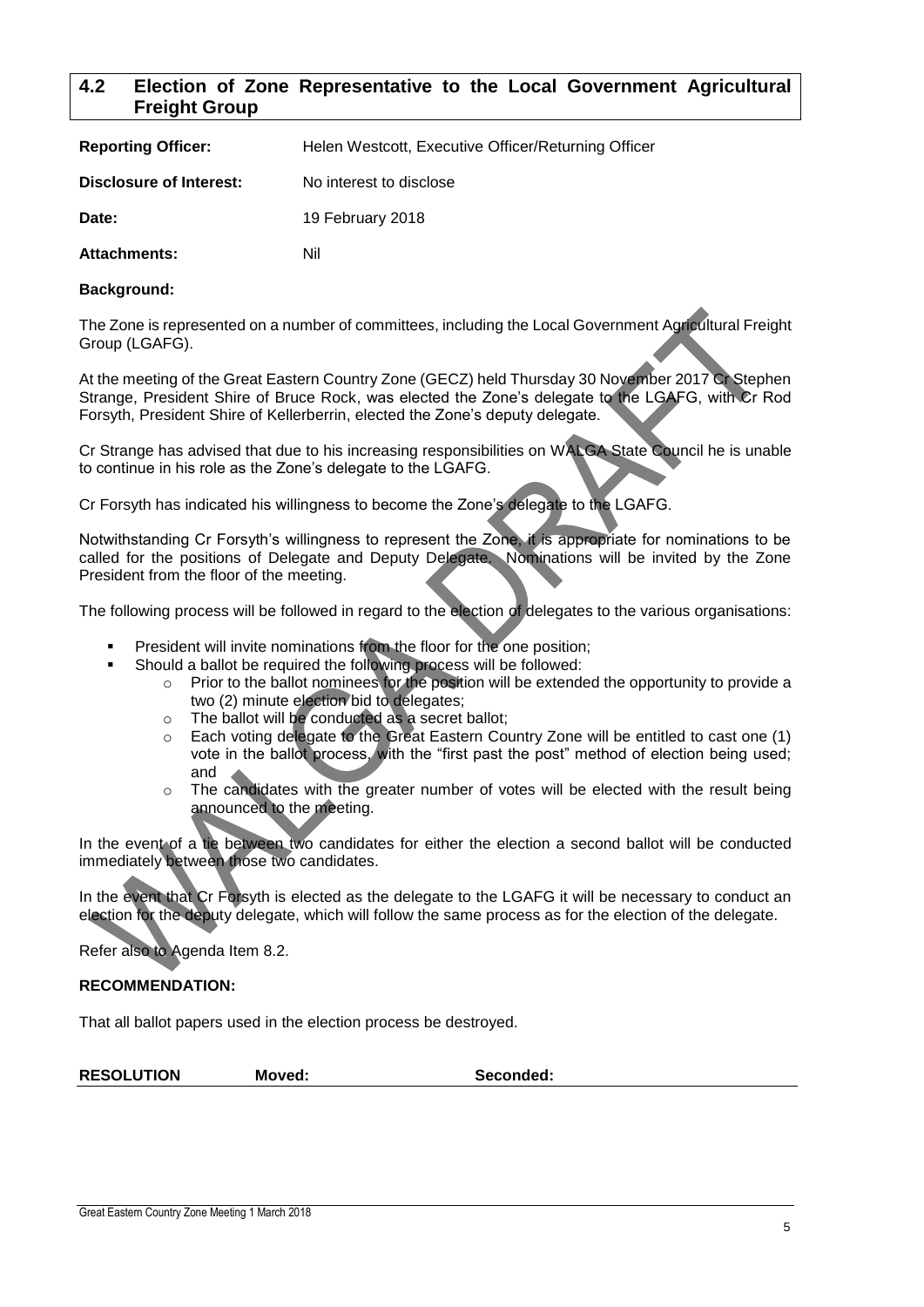## 4.2 Election of Zone Representative to the Local Government Agricultural Freight Group

**Reporting Officer:** Helen Westcott, Executive Officer/Returning Officer

**Disclosure of Interest:** No interest to disclose

**Date:** 19 February 2018

**Attachments:** Nil

**Background:**

The Zone is represented on a number of committees, including the Local Government Agricultural Freight Group (LGAFG).

At the meeting of the Great Eastern Country Zone (GECZ) held Thursday 30 November 2017 Cr Stephen Strange, President Shire of Bruce Rock, was elected the Zone's delegate to the LGAFG, with Cr Rod Forsyth, President Shire of Kellerberrin, elected the Zone's deputy delegate.

Cr Strange has advised that due to his increasing responsibilities on WALGA State Council he is unable to continue in his role as the Zone's delegate to the LGAFG.

Cr Forsyth has indicated his willingness to become the Zone's delegate to the LGAFG.

Notwithstanding Cr Forsyth's willingness to represent the Zone, it is appropriate for nominations to be called for the positions of Delegate and Deputy Delegate. Nominations will be invited by the Zone President from the floor of the meeting.

The following process will be followed in regard to the election of delegates to the various organisations:

- President will invite nominations from the floor for the one position;
- Should a ballot be required the following process will be followed:
  - Prior to the ballot nominees for the position will be extended the opportunity to provide a two (2) minute election bid to delegates;
  - The ballot will be conducted as a secret ballot;
  - Each voting delegate to the Great Eastern Country Zone will be entitled to cast one (1) vote in the ballot process, with the "first past the post" method of election being used; and
  - The candidates with the greater number of votes will be elected with the result being announced to the meeting.

In the event of a tie between two candidates for either the election a second ballot will be conducted immediately between those two candidates.

In the event that Cr Forsyth is elected as the delegate to the LGAFG it will be necessary to conduct an election for the deputy delegate, which will follow the same process as for the election of the delegate.

Refer also to Agenda Item 8.2.

**RECOMMENDATION:**

That all ballot papers used in the election process be destroyed.

**RESOLUTION** **Moved:** **Seconded:**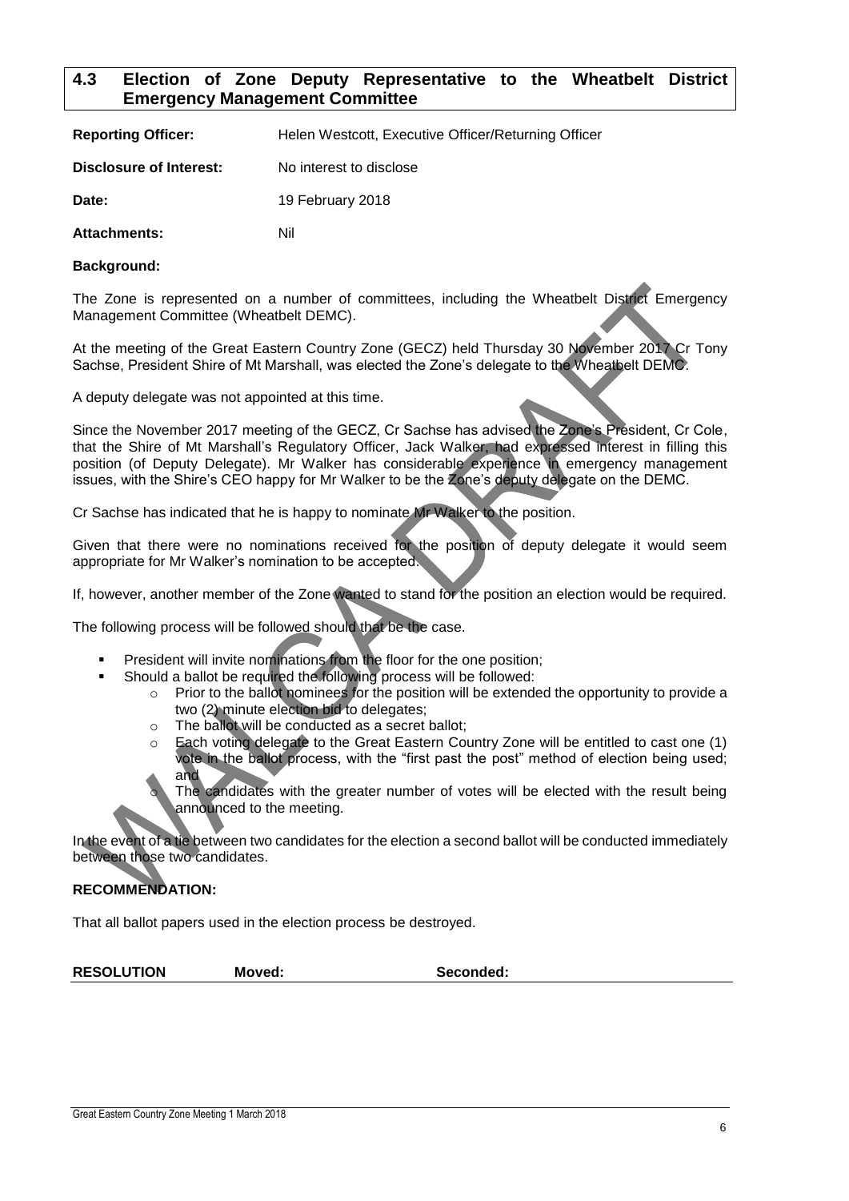## 4.3 Election of Zone Deputy Representative to the Wheatbelt District Emergency Management Committee

**Reporting Officer:** Helen Westcott, Executive Officer/Returning Officer

**Disclosure of Interest:** No interest to disclose

**Date:** 19 February 2018

**Attachments:** Nil

**Background:**

The Zone is represented on a number of committees, including the Wheatbelt District Emergency Management Committee (Wheatbelt DEMC).

At the meeting of the Great Eastern Country Zone (GECZ) held Thursday 30 November 2017 Cr Tony Sachse, President Shire of Mt Marshall, was elected the Zone's delegate to the Wheatbelt DEMC.

A deputy delegate was not appointed at this time.

Since the November 2017 meeting of the GECZ, Cr Sachse has advised the Zone's President, Cr Cole, that the Shire of Mt Marshall's Regulatory Officer, Jack Walker, had expressed interest in filling this position (of Deputy Delegate). Mr Walker has considerable experience in emergency management issues, with the Shire's CEO happy for Mr Walker to be the Zone's deputy delegate on the DEMC.

Cr Sachse has indicated that he is happy to nominate Mr Walker to the position.

Given that there were no nominations received for the position of deputy delegate it would seem appropriate for Mr Walker's nomination to be accepted.

If, however, another member of the Zone wanted to stand for the position an election would be required.

The following process will be followed should that be the case.

- President will invite nominations from the floor for the one position;
- Should a ballot be required the following process will be followed:
  - Prior to the ballot nominees for the position will be extended the opportunity to provide a two (2) minute election bid to delegates;
  - The ballot will be conducted as a secret ballot;
  - Each voting delegate to the Great Eastern Country Zone will be entitled to cast one (1) vote in the ballot process, with the "first past the post" method of election being used; and
  - The candidates with the greater number of votes will be elected with the result being announced to the meeting.

In the event of a tie between two candidates for the election a second ballot will be conducted immediately between those two candidates.

**RECOMMENDATION:**

That all ballot papers used in the election process be destroyed.

**RESOLUTION** **Moved:** **Seconded:**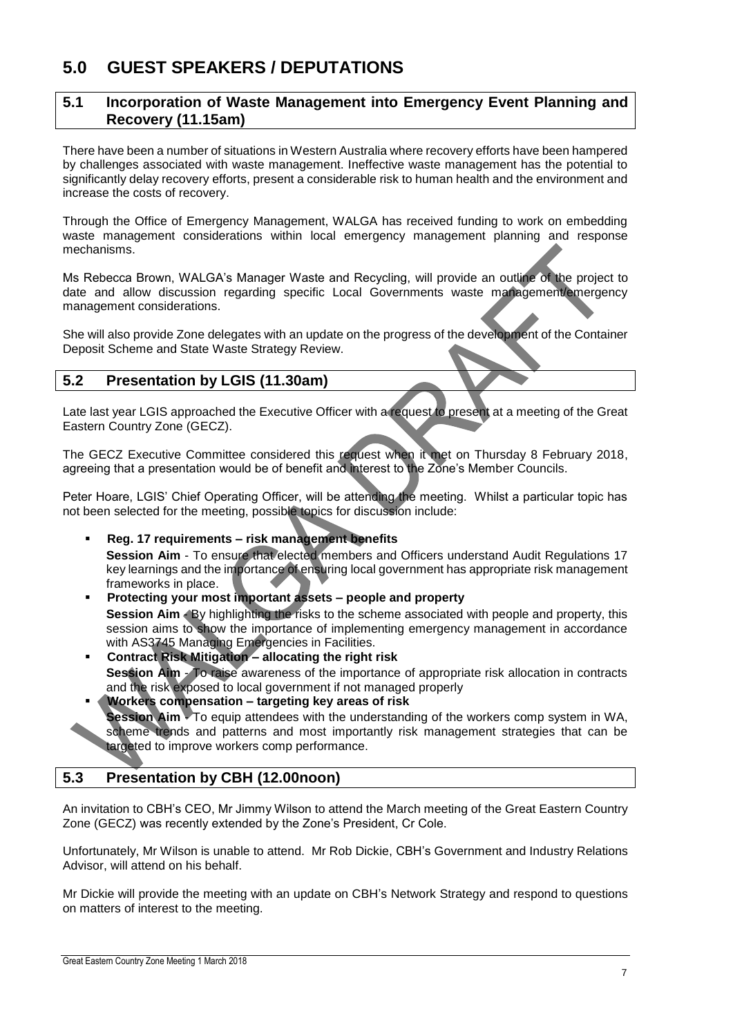# 5.0 GUEST SPEAKERS / DEPUTATIONS

## 5.1 Incorporation of Waste Management into Emergency Event Planning and Recovery (11.15am)

There have been a number of situations in Western Australia where recovery efforts have been hampered by challenges associated with waste management. Ineffective waste management has the potential to significantly delay recovery efforts, present a considerable risk to human health and the environment and increase the costs of recovery.

Through the Office of Emergency Management, WALGA has received funding to work on embedding waste management considerations within local emergency management planning and response mechanisms.

Ms Rebecca Brown, WALGA's Manager Waste and Recycling, will provide an outline of the project to date and allow discussion regarding specific Local Governments waste management/emergency management considerations.

She will also provide Zone delegates with an update on the progress of the development of the Container Deposit Scheme and State Waste Strategy Review.

## 5.2 Presentation by LGIS (11.30am)

Late last year LGIS approached the Executive Officer with a request to present at a meeting of the Great Eastern Country Zone (GECZ).

The GECZ Executive Committee considered this request when it met on Thursday 8 February 2018, agreeing that a presentation would be of benefit and interest to the Zone's Member Councils.

Peter Hoare, LGIS' Chief Operating Officer, will be attending the meeting. Whilst a particular topic has not been selected for the meeting, possible topics for discussion include:

- **Reg. 17 requirements – risk management benefits**
  **Session Aim** - To ensure that elected members and Officers understand Audit Regulations 17 key learnings and the importance of ensuring local government has appropriate risk management frameworks in place.
- **Protecting your most important assets – people and property**
  **Session Aim** - By highlighting the risks to the scheme associated with people and property, this session aims to show the importance of implementing emergency management in accordance with AS3745 Managing Emergencies in Facilities.
- **Contract Risk Mitigation – allocating the right risk**
  **Session Aim** - To raise awareness of the importance of appropriate risk allocation in contracts and the risk exposed to local government if not managed properly
- **Workers compensation – targeting key areas of risk**
  **Session Aim** - To equip attendees with the understanding of the workers comp system in WA, scheme trends and patterns and most importantly risk management strategies that can be targeted to improve workers comp performance.

## 5.3 Presentation by CBH (12.00noon)

An invitation to CBH's CEO, Mr Jimmy Wilson to attend the March meeting of the Great Eastern Country Zone (GECZ) was recently extended by the Zone's President, Cr Cole.

Unfortunately, Mr Wilson is unable to attend. Mr Rob Dickie, CBH's Government and Industry Relations Advisor, will attend on his behalf.

Mr Dickie will provide the meeting with an update on CBH's Network Strategy and respond to questions on matters of interest to the meeting.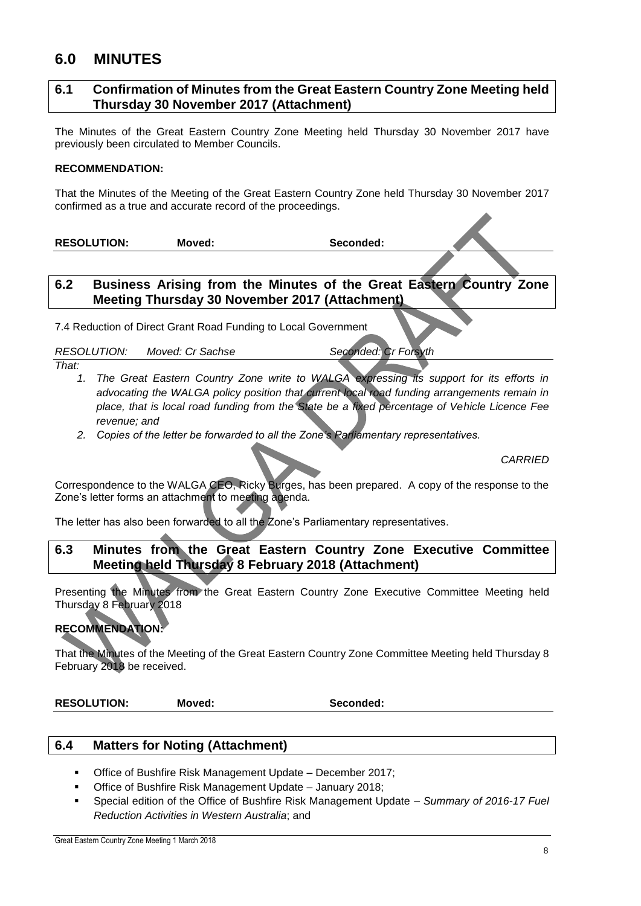# 6.0 MINUTES

## 6.1 Confirmation of Minutes from the Great Eastern Country Zone Meeting held Thursday 30 November 2017 (Attachment)

The Minutes of the Great Eastern Country Zone Meeting held Thursday 30 November 2017 have previously been circulated to Member Councils.

**RECOMMENDATION:**

That the Minutes of the Meeting of the Great Eastern Country Zone held Thursday 30 November 2017 confirmed as a true and accurate record of the proceedings.

**RESOLUTION: Moved: Seconded:**

## 6.2 Business Arising from the Minutes of the Great Eastern Country Zone Meeting Thursday 30 November 2017 (Attachment)

7.4 Reduction of Direct Grant Road Funding to Local Government

*RESOLUTION: Moved: Cr Sachse Seconded: Cr Forsyth*

*That:*

1. *The Great Eastern Country Zone write to WALGA expressing its support for its efforts in advocating the WALGA policy position that current local road funding arrangements remain in place, that is local road funding from the State be a fixed percentage of Vehicle Licence Fee revenue; and*
2. *Copies of the letter be forwarded to all the Zone's Parliamentary representatives.*

*CARRIED*

Correspondence to the WALGA CEO, Ricky Burges, has been prepared. A copy of the response to the Zone's letter forms an attachment to meeting agenda.

The letter has also been forwarded to all the Zone's Parliamentary representatives.

## 6.3 Minutes from the Great Eastern Country Zone Executive Committee Meeting held Thursday 8 February 2018 (Attachment)

Presenting the Minutes from the Great Eastern Country Zone Executive Committee Meeting held Thursday 8 February 2018

**RECOMMENDATION:**

That the Minutes of the Meeting of the Great Eastern Country Zone Committee Meeting held Thursday 8 February 2018 be received.

**RESOLUTION: Moved: Seconded:**

## 6.4 Matters for Noting (Attachment)

- Office of Bushfire Risk Management Update – December 2017;
- Office of Bushfire Risk Management Update – January 2018;
- Special edition of the Office of Bushfire Risk Management Update – *Summary of 2016-17 Fuel Reduction Activities in Western Australia*; and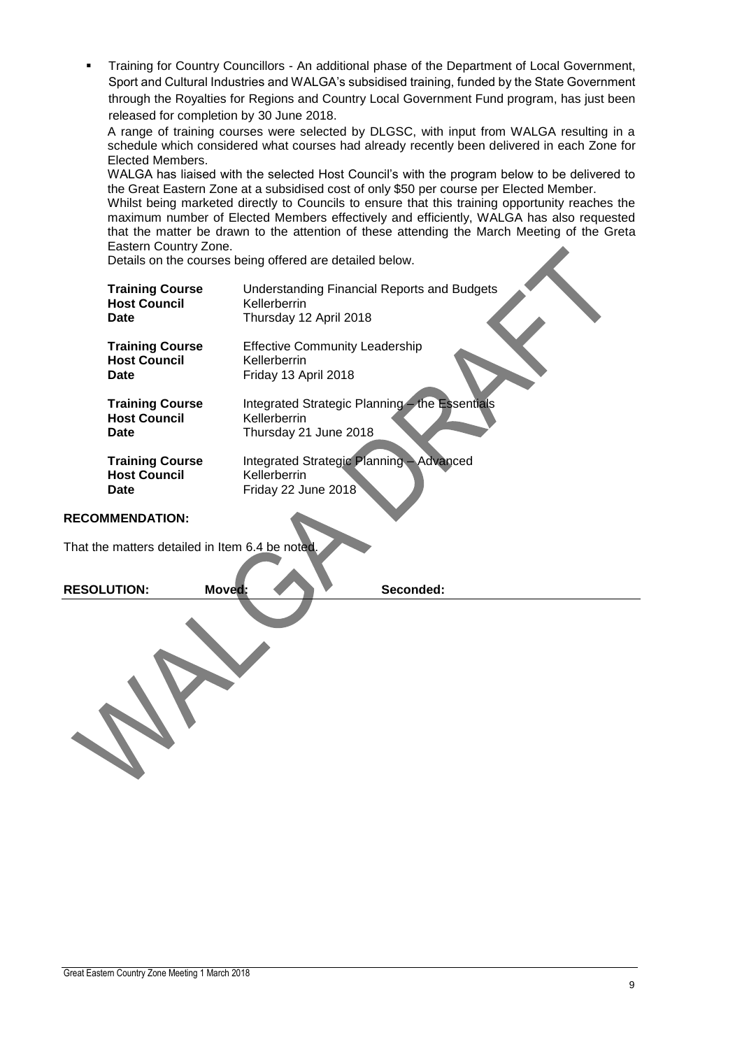- Training for Country Councillors - An additional phase of the Department of Local Government, Sport and Cultural Industries and WALGA's subsidised training, funded by the State Government through the Royalties for Regions and Country Local Government Fund program, has just been released for completion by 30 June 2018.

  A range of training courses were selected by DLGSC, with input from WALGA resulting in a schedule which considered what courses had already recently been delivered in each Zone for Elected Members.

  WALGA has liaised with the selected Host Council's with the program below to be delivered to the Great Eastern Zone at a subsidised cost of only $50 per course per Elected Member.

  Whilst being marketed directly to Councils to ensure that this training opportunity reaches the maximum number of Elected Members effectively and efficiently, WALGA has also requested that the matter be drawn to the attention of these attending the March Meeting of the Greta Eastern Country Zone.

  Details on the courses being offered are detailed below.

  **Training Course** Understanding Financial Reports and Budgets
  **Host Council** Kellerberrin
  **Date** Thursday 12 April 2018

  **Training Course** Effective Community Leadership
  **Host Council** Kellerberrin
  **Date** Friday 13 April 2018

  **Training Course** Integrated Strategic Planning – the Essentials
  **Host Council** Kellerberrin
  **Date** Thursday 21 June 2018

  **Training Course** Integrated Strategic Planning – Advanced
  **Host Council** Kellerberrin
  **Date** Friday 22 June 2018

**RECOMMENDATION:**

That the matters detailed in Item 6.4 be noted.

**RESOLUTION:** **Moved:** **Seconded:**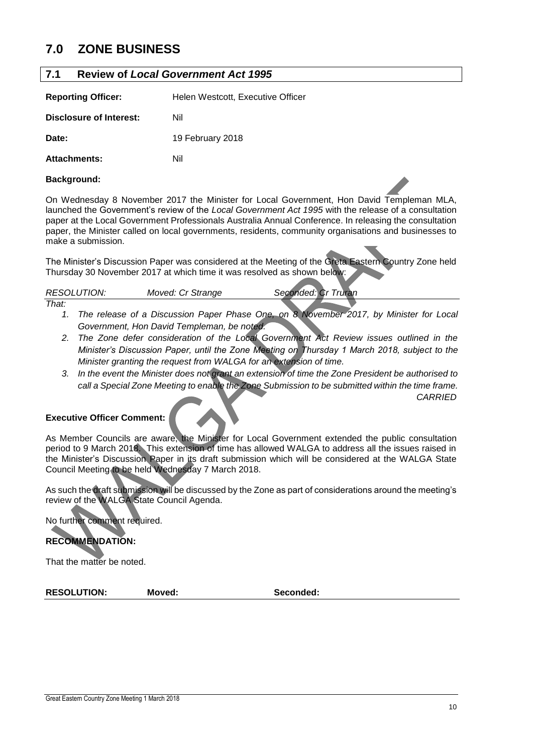# 7.0 ZONE BUSINESS

## 7.1 Review of *Local Government Act 1995*

**Reporting Officer:** Helen Westcott, Executive Officer

**Disclosure of Interest:** Nil

**Date:** 19 February 2018

**Attachments:** Nil

**Background:**

On Wednesday 8 November 2017 the Minister for Local Government, Hon David Templeman MLA, launched the Government's review of the *Local Government Act 1995* with the release of a consultation paper at the Local Government Professionals Australia Annual Conference. In releasing the consultation paper, the Minister called on local governments, residents, community organisations and businesses to make a submission.

The Minister's Discussion Paper was considered at the Meeting of the Greta Eastern Country Zone held Thursday 30 November 2017 at which time it was resolved as shown below:

*RESOLUTION: Moved: Cr Strange Seconded: Cr Truran*

*That:*

1. *The release of a Discussion Paper Phase One, on 8 November 2017, by Minister for Local Government, Hon David Templeman, be noted.*
2. *The Zone defer consideration of the Local Government Act Review issues outlined in the Minister's Discussion Paper, until the Zone Meeting on Thursday 1 March 2018, subject to the Minister granting the request from WALGA for an extension of time.*
3. *In the event the Minister does not grant an extension of time the Zone President be authorised to call a Special Zone Meeting to enable the Zone Submission to be submitted within the time frame.*

*CARRIED*

**Executive Officer Comment:**

As Member Councils are aware, the Minister for Local Government extended the public consultation period to 9 March 2018. This extension of time has allowed WALGA to address all the issues raised in the Minister's Discussion Paper in its draft submission which will be considered at the WALGA State Council Meeting to be held Wednesday 7 March 2018.

As such the draft submission will be discussed by the Zone as part of considerations around the meeting's review of the WALGA State Council Agenda.

No further comment required.

**RECOMMENDATION:**

That the matter be noted.

**RESOLUTION: Moved: Seconded:**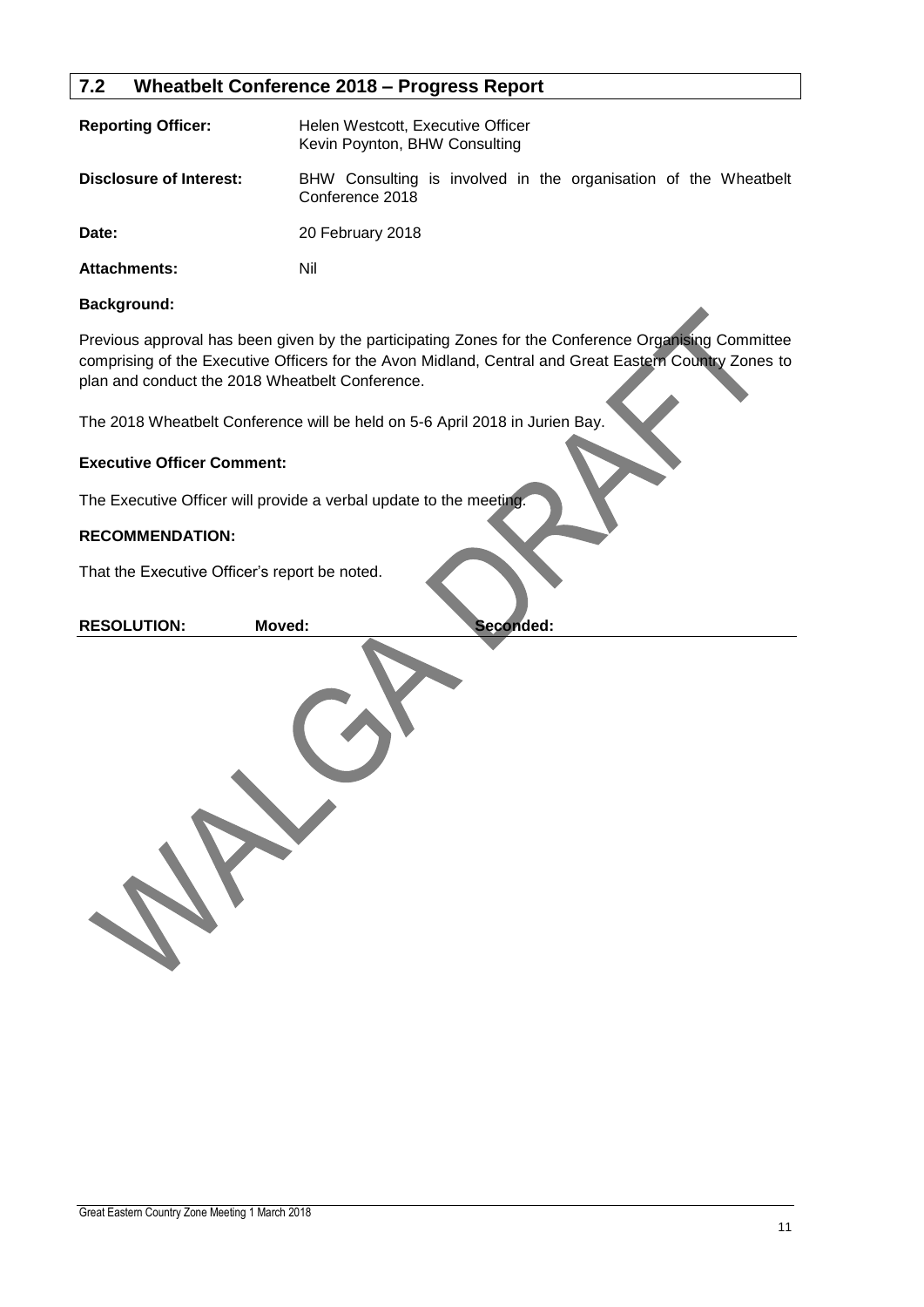## 7.2 Wheatbelt Conference 2018 – Progress Report

**Reporting Officer:** Helen Westcott, Executive Officer
Kevin Poynton, BHW Consulting

**Disclosure of Interest:** BHW Consulting is involved in the organisation of the Wheatbelt Conference 2018

**Date:** 20 February 2018

**Attachments:** Nil

**Background:**

Previous approval has been given by the participating Zones for the Conference Organising Committee comprising of the Executive Officers for the Avon Midland, Central and Great Eastern Country Zones to plan and conduct the 2018 Wheatbelt Conference.

The 2018 Wheatbelt Conference will be held on 5-6 April 2018 in Jurien Bay.

**Executive Officer Comment:**

The Executive Officer will provide a verbal update to the meeting.

**RECOMMENDATION:**

That the Executive Officer's report be noted.

**RESOLUTION:** **Moved:** **Seconded:**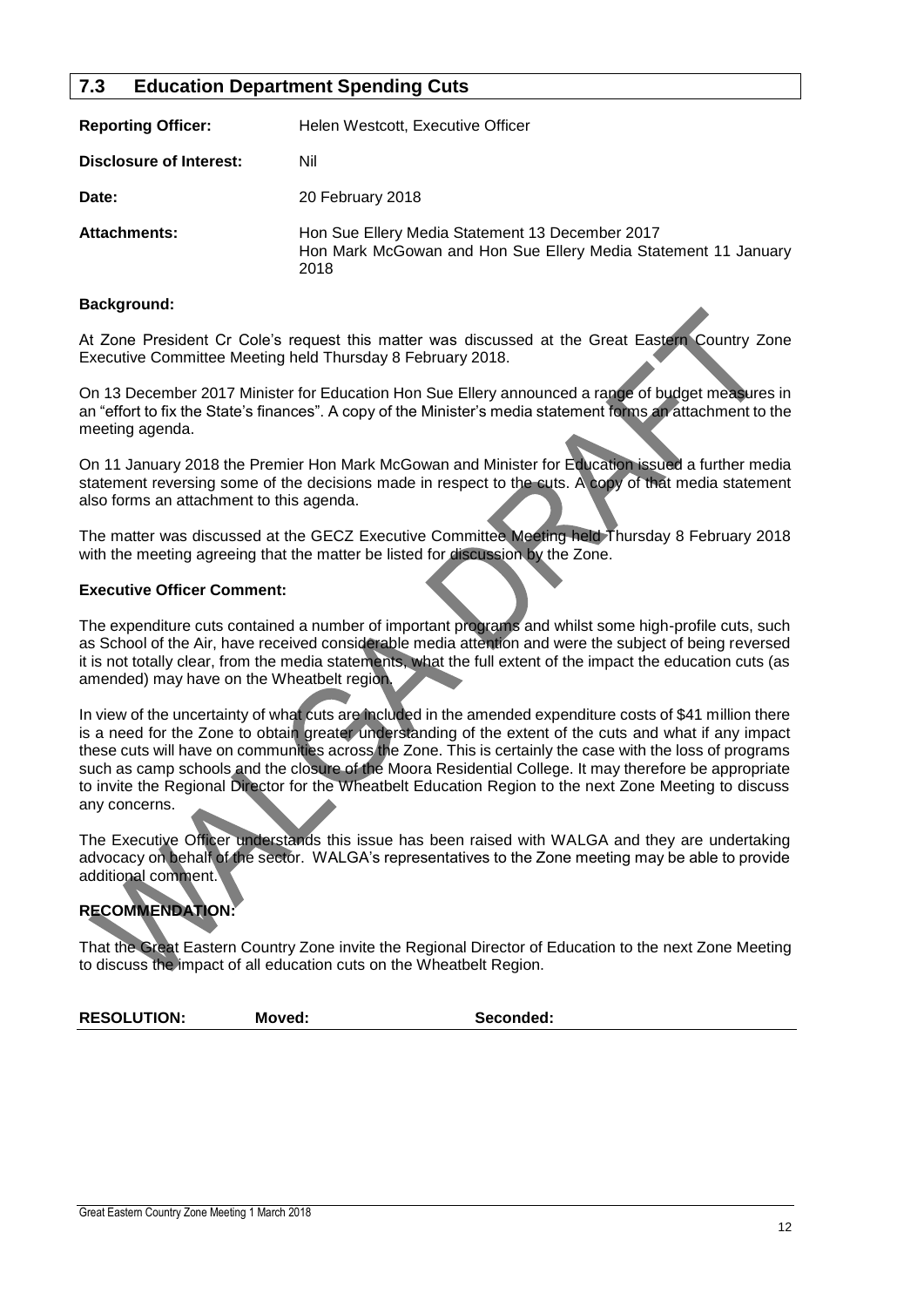## 7.3 Education Department Spending Cuts

| | |
|---|---|
| **Reporting Officer:** | Helen Westcott, Executive Officer |
| **Disclosure of Interest:** | Nil |
| **Date:** | 20 February 2018 |
| **Attachments:** | Hon Sue Ellery Media Statement 13 December 2017<br>Hon Mark McGowan and Hon Sue Ellery Media Statement 11 January 2018 |

**Background:**

At Zone President Cr Cole's request this matter was discussed at the Great Eastern Country Zone Executive Committee Meeting held Thursday 8 February 2018.

On 13 December 2017 Minister for Education Hon Sue Ellery announced a range of budget measures in an "effort to fix the State's finances". A copy of the Minister's media statement forms an attachment to the meeting agenda.

On 11 January 2018 the Premier Hon Mark McGowan and Minister for Education issued a further media statement reversing some of the decisions made in respect to the cuts. A copy of that media statement also forms an attachment to this agenda.

The matter was discussed at the GECZ Executive Committee Meeting held Thursday 8 February 2018 with the meeting agreeing that the matter be listed for discussion by the Zone.

**Executive Officer Comment:**

The expenditure cuts contained a number of important programs and whilst some high-profile cuts, such as School of the Air, have received considerable media attention and were the subject of being reversed it is not totally clear, from the media statements, what the full extent of the impact the education cuts (as amended) may have on the Wheatbelt region.

In view of the uncertainty of what cuts are included in the amended expenditure costs of $41 million there is a need for the Zone to obtain greater understanding of the extent of the cuts and what if any impact these cuts will have on communities across the Zone. This is certainly the case with the loss of programs such as camp schools and the closure of the Moora Residential College. It may therefore be appropriate to invite the Regional Director for the Wheatbelt Education Region to the next Zone Meeting to discuss any concerns.

The Executive Officer understands this issue has been raised with WALGA and they are undertaking advocacy on behalf of the sector. WALGA's representatives to the Zone meeting may be able to provide additional comment.

**RECOMMENDATION:**

That the Great Eastern Country Zone invite the Regional Director of Education to the next Zone Meeting to discuss the impact of all education cuts on the Wheatbelt Region.

**RESOLUTION:** **Moved:** **Seconded:**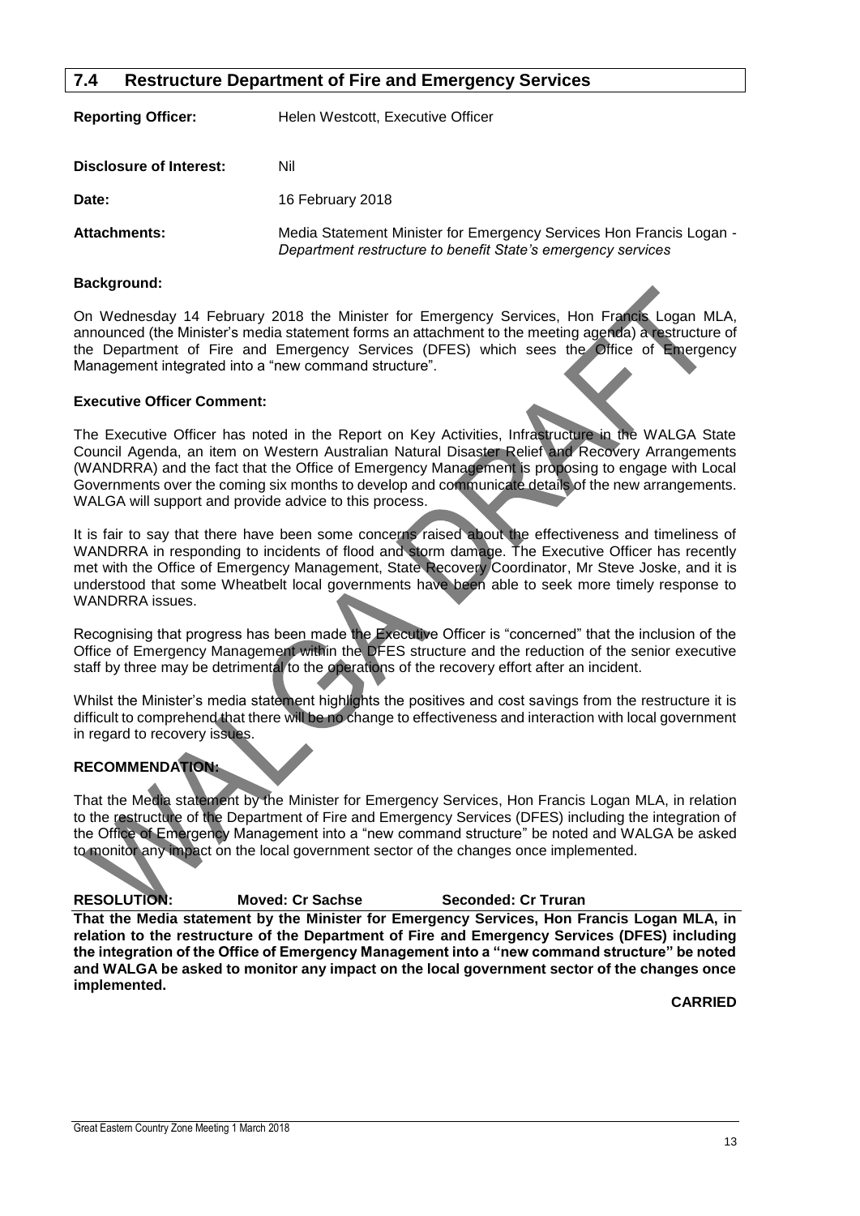## 7.4 Restructure Department of Fire and Emergency Services

**Reporting Officer:** Helen Westcott, Executive Officer

**Disclosure of Interest:** Nil

**Date:** 16 February 2018

**Attachments:** Media Statement Minister for Emergency Services Hon Francis Logan - *Department restructure to benefit State's emergency services*

**Background:**

On Wednesday 14 February 2018 the Minister for Emergency Services, Hon Francis Logan MLA, announced (the Minister's media statement forms an attachment to the meeting agenda) a restructure of the Department of Fire and Emergency Services (DFES) which sees the Office of Emergency Management integrated into a "new command structure".

**Executive Officer Comment:**

The Executive Officer has noted in the Report on Key Activities, Infrastructure in the WALGA State Council Agenda, an item on Western Australian Natural Disaster Relief and Recovery Arrangements (WANDRRA) and the fact that the Office of Emergency Management is proposing to engage with Local Governments over the coming six months to develop and communicate details of the new arrangements. WALGA will support and provide advice to this process.

It is fair to say that there have been some concerns raised about the effectiveness and timeliness of WANDRRA in responding to incidents of flood and storm damage. The Executive Officer has recently met with the Office of Emergency Management, State Recovery Coordinator, Mr Steve Joske, and it is understood that some Wheatbelt local governments have been able to seek more timely response to WANDRRA issues.

Recognising that progress has been made the Executive Officer is "concerned" that the inclusion of the Office of Emergency Management within the DFES structure and the reduction of the senior executive staff by three may be detrimental to the operations of the recovery effort after an incident.

Whilst the Minister's media statement highlights the positives and cost savings from the restructure it is difficult to comprehend that there will be no change to effectiveness and interaction with local government in regard to recovery issues.

**RECOMMENDATION:**

That the Media statement by the Minister for Emergency Services, Hon Francis Logan MLA, in relation to the restructure of the Department of Fire and Emergency Services (DFES) including the integration of the Office of Emergency Management into a "new command structure" be noted and WALGA be asked to monitor any impact on the local government sector of the changes once implemented.

**RESOLUTION: Moved: Cr Sachse Seconded: Cr Truran**

**That the Media statement by the Minister for Emergency Services, Hon Francis Logan MLA, in relation to the restructure of the Department of Fire and Emergency Services (DFES) including the integration of the Office of Emergency Management into a "new command structure" be noted and WALGA be asked to monitor any impact on the local government sector of the changes once implemented.**

**CARRIED**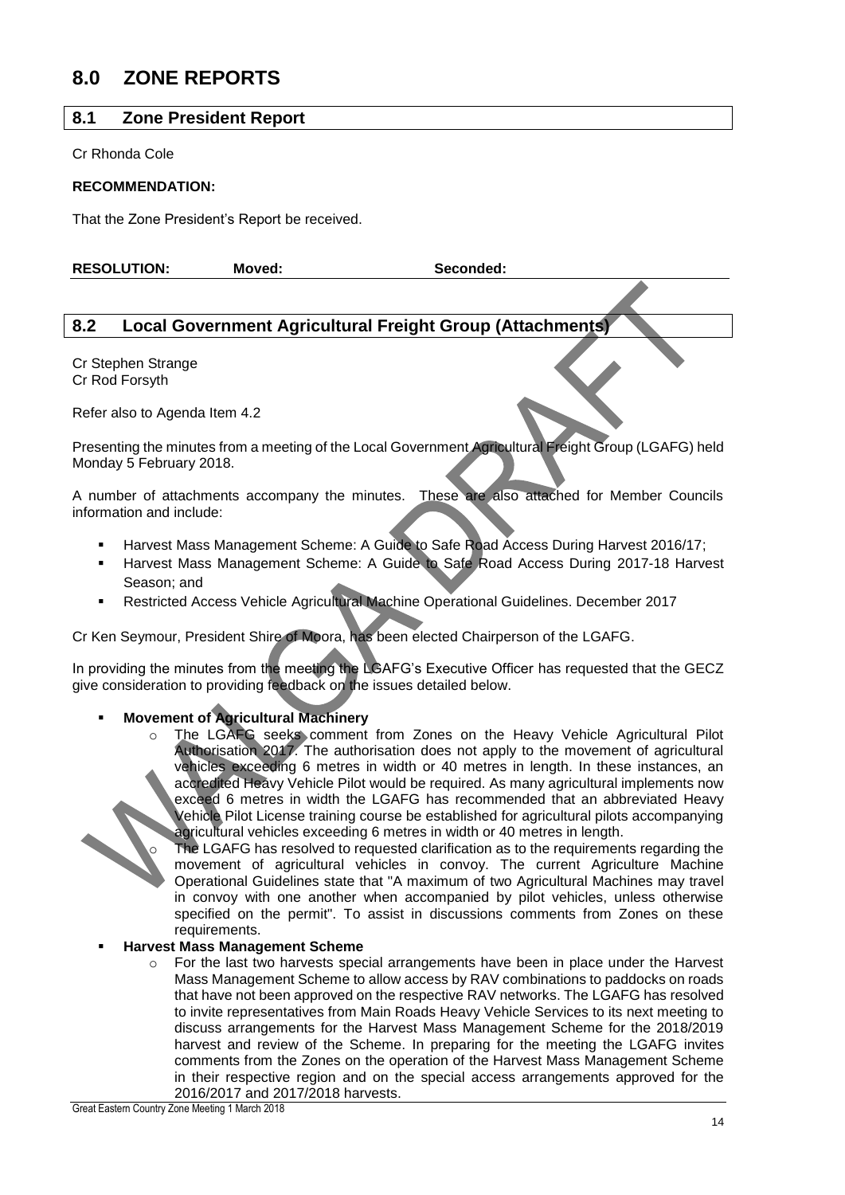# 8.0 ZONE REPORTS

## 8.1 Zone President Report

Cr Rhonda Cole

**RECOMMENDATION:**

That the Zone President's Report be received.

**RESOLUTION:** **Moved:** **Seconded:**

## 8.2 Local Government Agricultural Freight Group (Attachments)

Cr Stephen Strange
Cr Rod Forsyth

Refer also to Agenda Item 4.2

Presenting the minutes from a meeting of the Local Government Agricultural Freight Group (LGAFG) held Monday 5 February 2018.

A number of attachments accompany the minutes. These are also attached for Member Councils information and include:

- Harvest Mass Management Scheme: A Guide to Safe Road Access During Harvest 2016/17;
- Harvest Mass Management Scheme: A Guide to Safe Road Access During 2017-18 Harvest Season; and
- Restricted Access Vehicle Agricultural Machine Operational Guidelines. December 2017

Cr Ken Seymour, President Shire of Moora, has been elected Chairperson of the LGAFG.

In providing the minutes from the meeting the LGAFG's Executive Officer has requested that the GECZ give consideration to providing feedback on the issues detailed below.

- **Movement of Agricultural Machinery**
  - The LGAFG seeks comment from Zones on the Heavy Vehicle Agricultural Pilot Authorisation 2017. The authorisation does not apply to the movement of agricultural vehicles exceeding 6 metres in width or 40 metres in length. In these instances, an accredited Heavy Vehicle Pilot would be required. As many agricultural implements now exceed 6 metres in width the LGAFG has recommended that an abbreviated Heavy Vehicle Pilot License training course be established for agricultural pilots accompanying agricultural vehicles exceeding 6 metres in width or 40 metres in length.
  - The LGAFG has resolved to requested clarification as to the requirements regarding the movement of agricultural vehicles in convoy. The current Agriculture Machine Operational Guidelines state that "A maximum of two Agricultural Machines may travel in convoy with one another when accompanied by pilot vehicles, unless otherwise specified on the permit". To assist in discussions comments from Zones on these requirements.
- **Harvest Mass Management Scheme**
  - For the last two harvests special arrangements have been in place under the Harvest Mass Management Scheme to allow access by RAV combinations to paddocks on roads that have not been approved on the respective RAV networks. The LGAFG has resolved to invite representatives from Main Roads Heavy Vehicle Services to its next meeting to discuss arrangements for the Harvest Mass Management Scheme for the 2018/2019 harvest and review of the Scheme. In preparing for the meeting the LGAFG invites comments from the Zones on the operation of the Harvest Mass Management Scheme in their respective region and on the special access arrangements approved for the 2016/2017 and 2017/2018 harvests.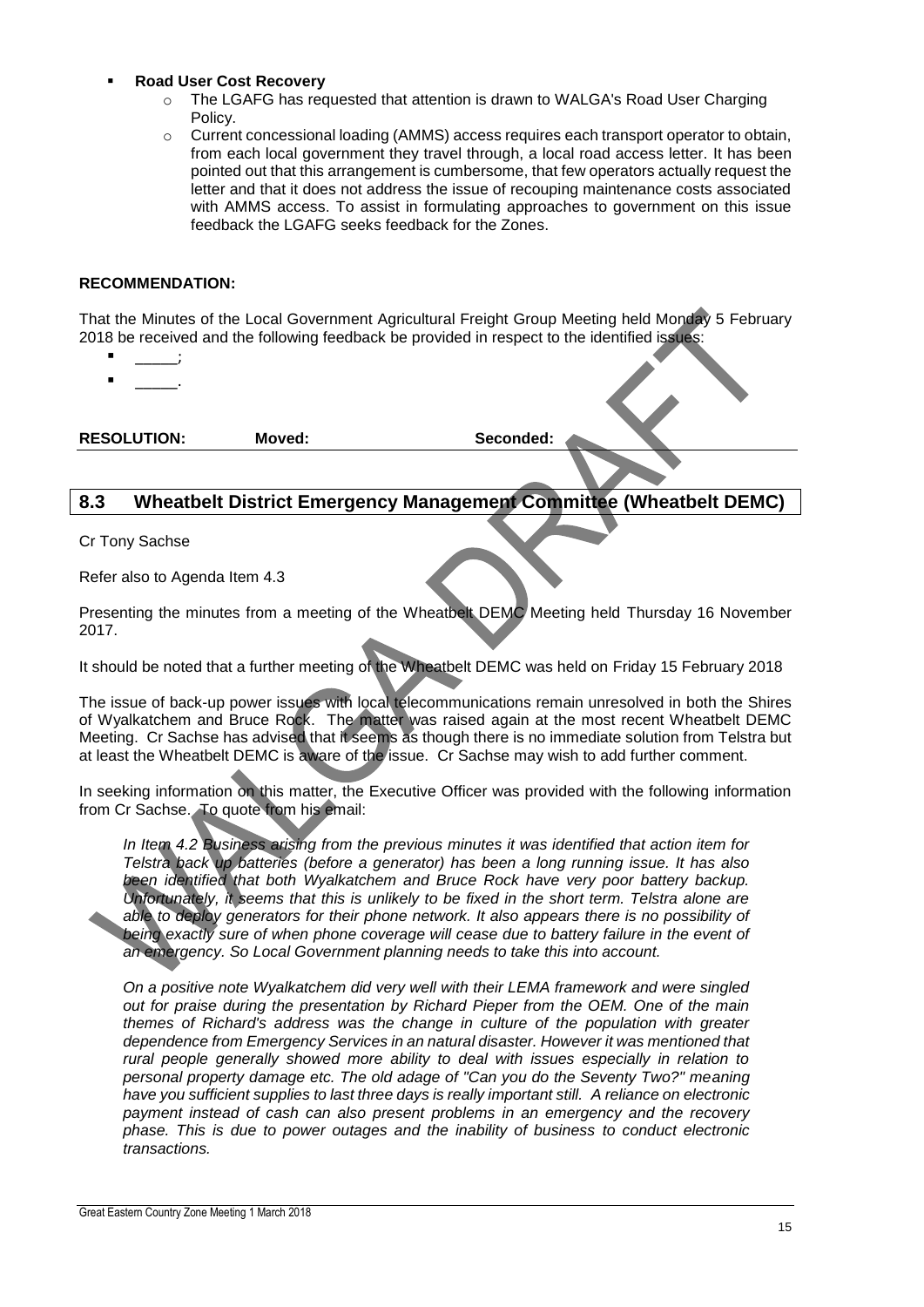- **Road User Cost Recovery**
  - The LGAFG has requested that attention is drawn to WALGA's Road User Charging Policy.
  - Current concessional loading (AMMS) access requires each transport operator to obtain, from each local government they travel through, a local road access letter. It has been pointed out that this arrangement is cumbersome, that few operators actually request the letter and that it does not address the issue of recouping maintenance costs associated with AMMS access. To assist in formulating approaches to government on this issue feedback the LGAFG seeks feedback for the Zones.

**RECOMMENDATION:**

That the Minutes of the Local Government Agricultural Freight Group Meeting held Monday 5 February 2018 be received and the following feedback be provided in respect to the identified issues:

- _____;
- _____.

**RESOLUTION:** **Moved:** **Seconded:**

## 8.3 Wheatbelt District Emergency Management Committee (Wheatbelt DEMC)

Cr Tony Sachse

Refer also to Agenda Item 4.3

Presenting the minutes from a meeting of the Wheatbelt DEMC Meeting held Thursday 16 November 2017.

It should be noted that a further meeting of the Wheatbelt DEMC was held on Friday 15 February 2018

The issue of back-up power issues with local telecommunications remain unresolved in both the Shires of Wyalkatchem and Bruce Rock. The matter was raised again at the most recent Wheatbelt DEMC Meeting. Cr Sachse has advised that it seems as though there is no immediate solution from Telstra but at least the Wheatbelt DEMC is aware of the issue. Cr Sachse may wish to add further comment.

In seeking information on this matter, the Executive Officer was provided with the following information from Cr Sachse. To quote from his email:

*In Item 4.2 Business arising from the previous minutes it was identified that action item for Telstra back up batteries (before a generator) has been a long running issue. It has also been identified that both Wyalkatchem and Bruce Rock have very poor battery backup. Unfortunately, it seems that this is unlikely to be fixed in the short term. Telstra alone are able to deploy generators for their phone network. It also appears there is no possibility of being exactly sure of when phone coverage will cease due to battery failure in the event of an emergency. So Local Government planning needs to take this into account.*

*On a positive note Wyalkatchem did very well with their LEMA framework and were singled out for praise during the presentation by Richard Pieper from the OEM. One of the main themes of Richard's address was the change in culture of the population with greater dependence from Emergency Services in an natural disaster. However it was mentioned that rural people generally showed more ability to deal with issues especially in relation to personal property damage etc. The old adage of "Can you do the Seventy Two?" meaning have you sufficient supplies to last three days is really important still. A reliance on electronic payment instead of cash can also present problems in an emergency and the recovery phase. This is due to power outages and the inability of business to conduct electronic transactions.*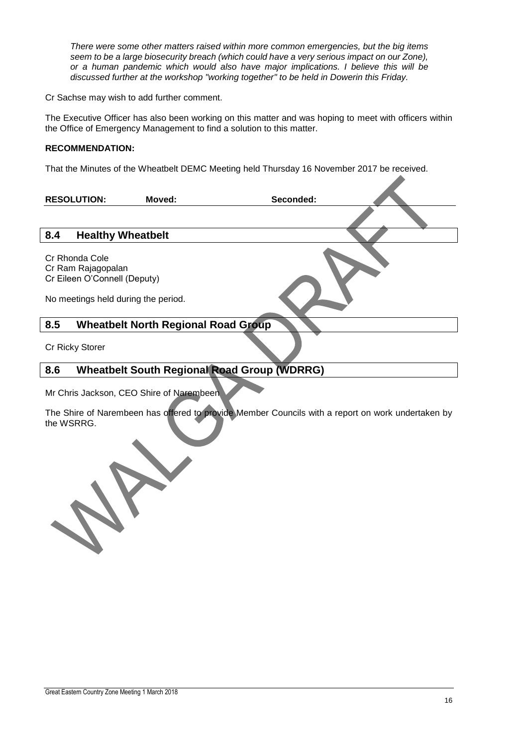*There were some other matters raised within more common emergencies, but the big items seem to be a large biosecurity breach (which could have a very serious impact on our Zone), or a human pandemic which would also have major implications. I believe this will be discussed further at the workshop "working together" to be held in Dowerin this Friday.*

Cr Sachse may wish to add further comment.

The Executive Officer has also been working on this matter and was hoping to meet with officers within the Office of Emergency Management to find a solution to this matter.

**RECOMMENDATION:**

That the Minutes of the Wheatbelt DEMC Meeting held Thursday 16 November 2017 be received.

**RESOLUTION:** **Moved:** **Seconded:**

## 8.4 Healthy Wheatbelt

Cr Rhonda Cole
Cr Ram Rajagopalan
Cr Eileen O'Connell (Deputy)

No meetings held during the period.

## 8.5 Wheatbelt North Regional Road Group

Cr Ricky Storer

## 8.6 Wheatbelt South Regional Road Group (WDRRG)

Mr Chris Jackson, CEO Shire of Narembeen

The Shire of Narembeen has offered to provide Member Councils with a report on work undertaken by the WSRRG.

WALGA DRAFT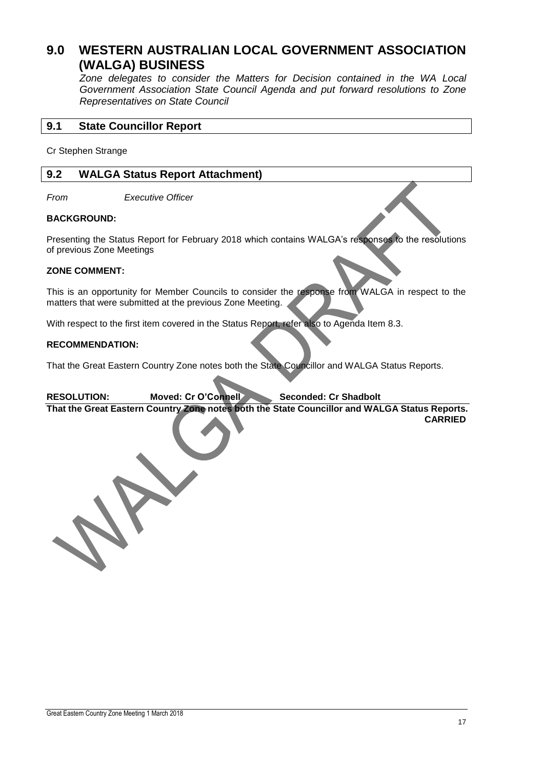# 9.0 WESTERN AUSTRALIAN LOCAL GOVERNMENT ASSOCIATION (WALGA) BUSINESS

*Zone delegates to consider the Matters for Decision contained in the WA Local Government Association State Council Agenda and put forward resolutions to Zone Representatives on State Council*

## 9.1 State Councillor Report

Cr Stephen Strange

## 9.2 WALGA Status Report Attachment)

*From Executive Officer*

**BACKGROUND:**

Presenting the Status Report for February 2018 which contains WALGA's responses to the resolutions of previous Zone Meetings

**ZONE COMMENT:**

This is an opportunity for Member Councils to consider the response from WALGA in respect to the matters that were submitted at the previous Zone Meeting.

With respect to the first item covered in the Status Report, refer also to Agenda Item 8.3.

**RECOMMENDATION:**

That the Great Eastern Country Zone notes both the State Councillor and WALGA Status Reports.

**RESOLUTION: Moved: Cr O'Connell Seconded: Cr Shadbolt**

**That the Great Eastern Country Zone notes both the State Councillor and WALGA Status Reports.**

**CARRIED**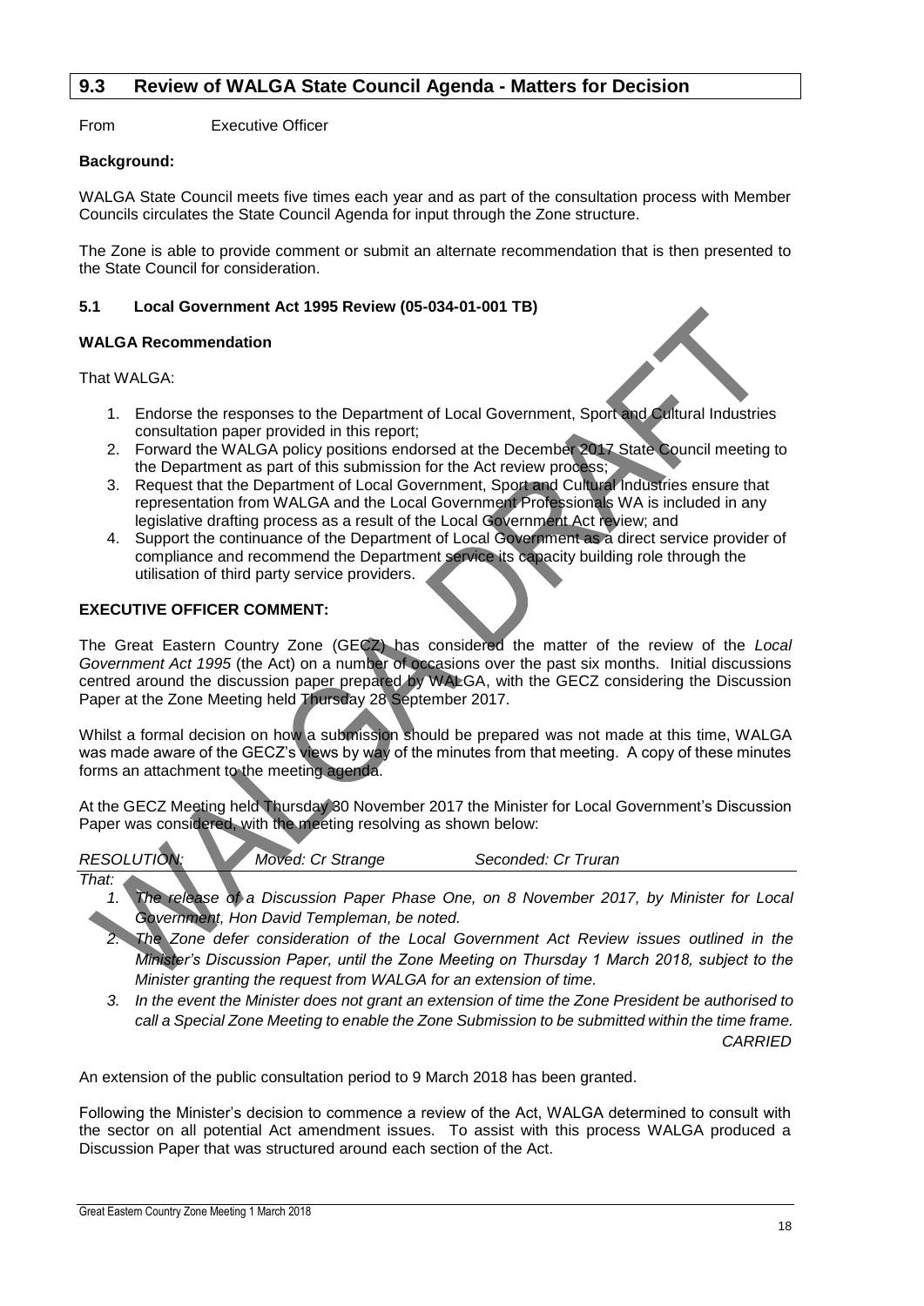## 9.3 Review of WALGA State Council Agenda - Matters for Decision

From Executive Officer

**Background:**

WALGA State Council meets five times each year and as part of the consultation process with Member Councils circulates the State Council Agenda for input through the Zone structure.

The Zone is able to provide comment or submit an alternate recommendation that is then presented to the State Council for consideration.

### 5.1 Local Government Act 1995 Review (05-034-01-001 TB)

**WALGA Recommendation**

That WALGA:

1. Endorse the responses to the Department of Local Government, Sport and Cultural Industries consultation paper provided in this report;
2. Forward the WALGA policy positions endorsed at the December 2017 State Council meeting to the Department as part of this submission for the Act review process;
3. Request that the Department of Local Government, Sport and Cultural Industries ensure that representation from WALGA and the Local Government Professionals WA is included in any legislative drafting process as a result of the Local Government Act review; and
4. Support the continuance of the Department of Local Government as a direct service provider of compliance and recommend the Department service its capacity building role through the utilisation of third party service providers.

**EXECUTIVE OFFICER COMMENT:**

The Great Eastern Country Zone (GECZ) has considered the matter of the review of the *Local Government Act 1995* (the Act) on a number of occasions over the past six months. Initial discussions centred around the discussion paper prepared by WALGA, with the GECZ considering the Discussion Paper at the Zone Meeting held Thursday 28 September 2017.

Whilst a formal decision on how a submission should be prepared was not made at this time, WALGA was made aware of the GECZ's views by way of the minutes from that meeting. A copy of these minutes forms an attachment to the meeting agenda.

At the GECZ Meeting held Thursday 30 November 2017 the Minister for Local Government's Discussion Paper was considered, with the meeting resolving as shown below:

*RESOLUTION:* *Moved: Cr Strange* *Seconded: Cr Truran*

*That:*

1. *The release of a Discussion Paper Phase One, on 8 November 2017, by Minister for Local Government, Hon David Templeman, be noted.*
2. *The Zone defer consideration of the Local Government Act Review issues outlined in the Minister's Discussion Paper, until the Zone Meeting on Thursday 1 March 2018, subject to the Minister granting the request from WALGA for an extension of time.*
3. *In the event the Minister does not grant an extension of time the Zone President be authorised to call a Special Zone Meeting to enable the Zone Submission to be submitted within the time frame.*

*CARRIED*

An extension of the public consultation period to 9 March 2018 has been granted.

Following the Minister's decision to commence a review of the Act, WALGA determined to consult with the sector on all potential Act amendment issues. To assist with this process WALGA produced a Discussion Paper that was structured around each section of the Act.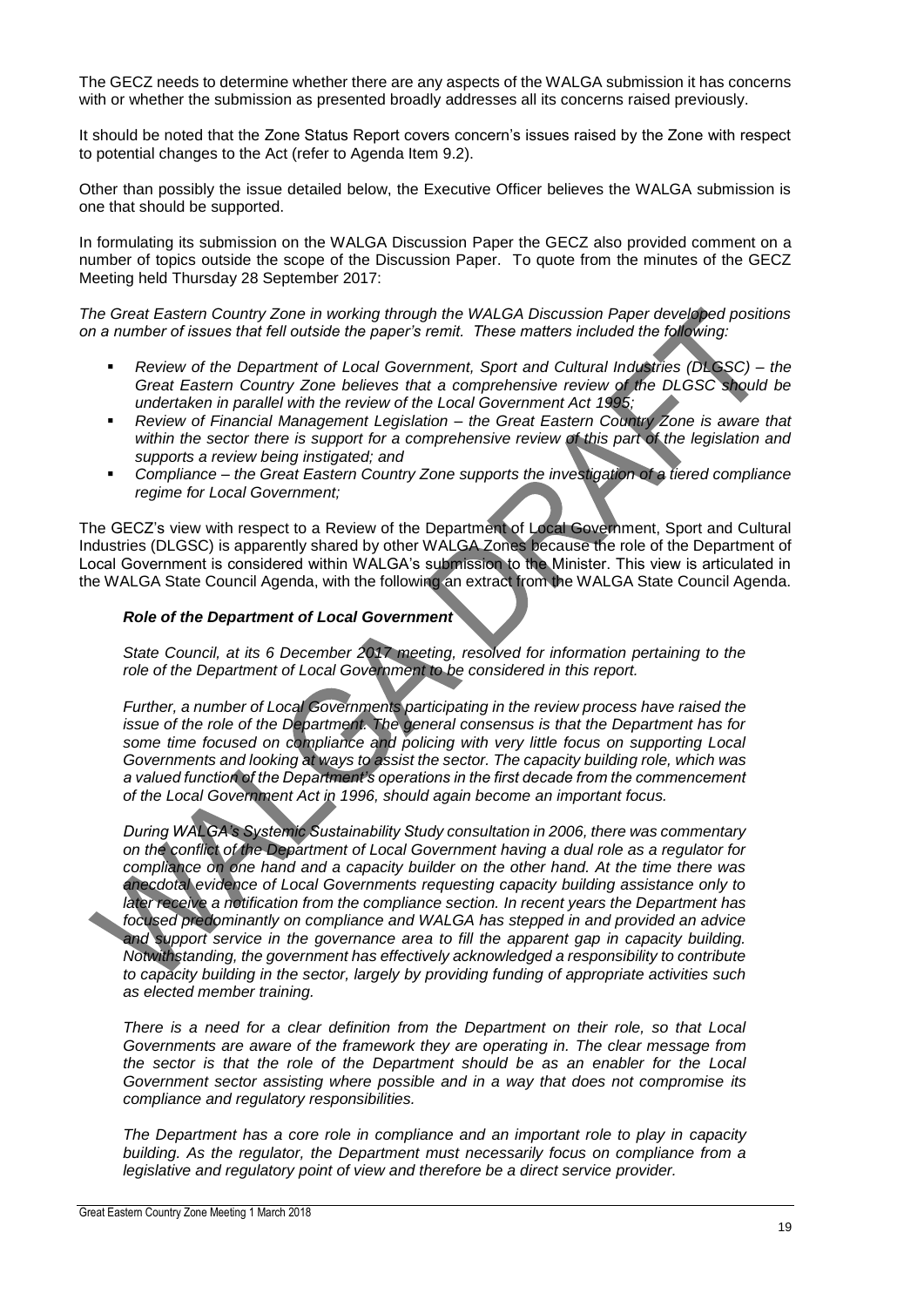The GECZ needs to determine whether there are any aspects of the WALGA submission it has concerns with or whether the submission as presented broadly addresses all its concerns raised previously.

It should be noted that the Zone Status Report covers concern's issues raised by the Zone with respect to potential changes to the Act (refer to Agenda Item 9.2).

Other than possibly the issue detailed below, the Executive Officer believes the WALGA submission is one that should be supported.

In formulating its submission on the WALGA Discussion Paper the GECZ also provided comment on a number of topics outside the scope of the Discussion Paper. To quote from the minutes of the GECZ Meeting held Thursday 28 September 2017:

*The Great Eastern Country Zone in working through the WALGA Discussion Paper developed positions on a number of issues that fell outside the paper's remit. These matters included the following:*

- *Review of the Department of Local Government, Sport and Cultural Industries (DLGSC) – the Great Eastern Country Zone believes that a comprehensive review of the DLGSC should be undertaken in parallel with the review of the Local Government Act 1995;*
- *Review of Financial Management Legislation – the Great Eastern Country Zone is aware that within the sector there is support for a comprehensive review of this part of the legislation and supports a review being instigated; and*
- *Compliance – the Great Eastern Country Zone supports the investigation of a tiered compliance regime for Local Government;*

The GECZ's view with respect to a Review of the Department of Local Government, Sport and Cultural Industries (DLGSC) is apparently shared by other WALGA Zones because the role of the Department of Local Government is considered within WALGA's submission to the Minister. This view is articulated in the WALGA State Council Agenda, with the following an extract from the WALGA State Council Agenda.

> ***Role of the Department of Local Government***
>
> *State Council, at its 6 December 2017 meeting, resolved for information pertaining to the role of the Department of Local Government to be considered in this report.*
>
> *Further, a number of Local Governments participating in the review process have raised the issue of the role of the Department. The general consensus is that the Department has for some time focused on compliance and policing with very little focus on supporting Local Governments and looking at ways to assist the sector. The capacity building role, which was a valued function of the Department's operations in the first decade from the commencement of the Local Government Act in 1996, should again become an important focus.*
>
> *During WALGA's Systemic Sustainability Study consultation in 2006, there was commentary on the conflict of the Department of Local Government having a dual role as a regulator for compliance on one hand and a capacity builder on the other hand. At the time there was anecdotal evidence of Local Governments requesting capacity building assistance only to later receive a notification from the compliance section. In recent years the Department has focused predominantly on compliance and WALGA has stepped in and provided an advice and support service in the governance area to fill the apparent gap in capacity building. Notwithstanding, the government has effectively acknowledged a responsibility to contribute to capacity building in the sector, largely by providing funding of appropriate activities such as elected member training.*
>
> *There is a need for a clear definition from the Department on their role, so that Local Governments are aware of the framework they are operating in. The clear message from the sector is that the role of the Department should be as an enabler for the Local Government sector assisting where possible and in a way that does not compromise its compliance and regulatory responsibilities.*
>
> *The Department has a core role in compliance and an important role to play in capacity building. As the regulator, the Department must necessarily focus on compliance from a legislative and regulatory point of view and therefore be a direct service provider.*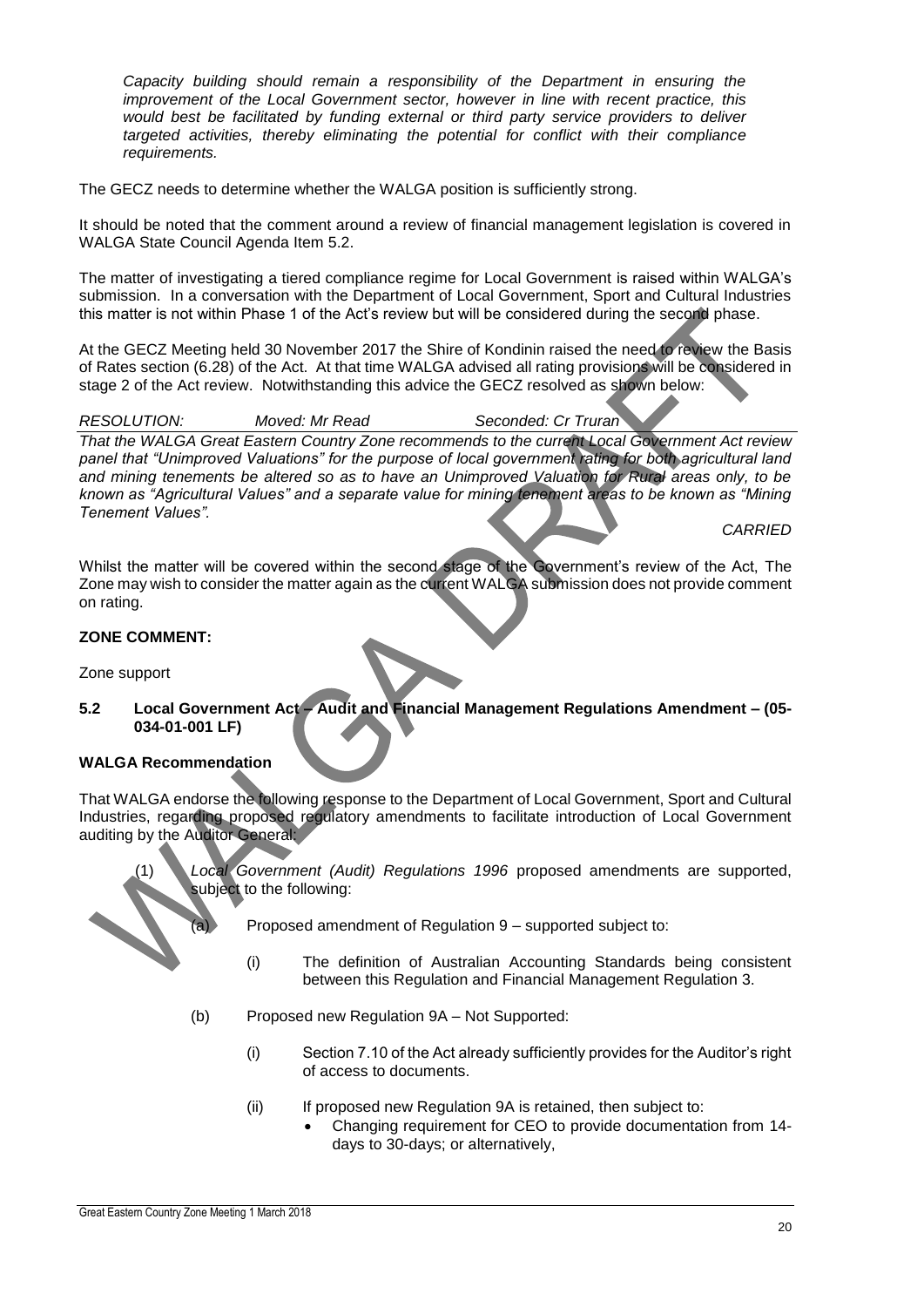*Capacity building should remain a responsibility of the Department in ensuring the improvement of the Local Government sector, however in line with recent practice, this would best be facilitated by funding external or third party service providers to deliver targeted activities, thereby eliminating the potential for conflict with their compliance requirements.*

The GECZ needs to determine whether the WALGA position is sufficiently strong.

It should be noted that the comment around a review of financial management legislation is covered in WALGA State Council Agenda Item 5.2.

The matter of investigating a tiered compliance regime for Local Government is raised within WALGA's submission. In a conversation with the Department of Local Government, Sport and Cultural Industries this matter is not within Phase 1 of the Act's review but will be considered during the second phase.

At the GECZ Meeting held 30 November 2017 the Shire of Kondinin raised the need to review the Basis of Rates section (6.28) of the Act. At that time WALGA advised all rating provisions will be considered in stage 2 of the Act review. Notwithstanding this advice the GECZ resolved as shown below:

*RESOLUTION: Moved: Mr Read Seconded: Cr Truran*

*That the WALGA Great Eastern Country Zone recommends to the current Local Government Act review panel that "Unimproved Valuations" for the purpose of local government rating for both agricultural land and mining tenements be altered so as to have an Unimproved Valuation for Rural areas only, to be known as "Agricultural Values" and a separate value for mining tenement areas to be known as "Mining Tenement Values".*

*CARRIED*

Whilst the matter will be covered within the second stage of the Government's review of the Act, The Zone may wish to consider the matter again as the current WALGA submission does not provide comment on rating.

**ZONE COMMENT:**

Zone support

### 5.2 Local Government Act – Audit and Financial Management Regulations Amendment – (05-034-01-001 LF)

**WALGA Recommendation**

That WALGA endorse the following response to the Department of Local Government, Sport and Cultural Industries, regarding proposed regulatory amendments to facilitate introduction of Local Government auditing by the Auditor General:

(1) *Local Government (Audit) Regulations 1996* proposed amendments are supported, subject to the following:

  (a) Proposed amendment of Regulation 9 – supported subject to:

    (i) The definition of Australian Accounting Standards being consistent between this Regulation and Financial Management Regulation 3.

  (b) Proposed new Regulation 9A – Not Supported:

    (i) Section 7.10 of the Act already sufficiently provides for the Auditor's right of access to documents.

    (ii) If proposed new Regulation 9A is retained, then subject to:

    - Changing requirement for CEO to provide documentation from 14-days to 30-days; or alternatively,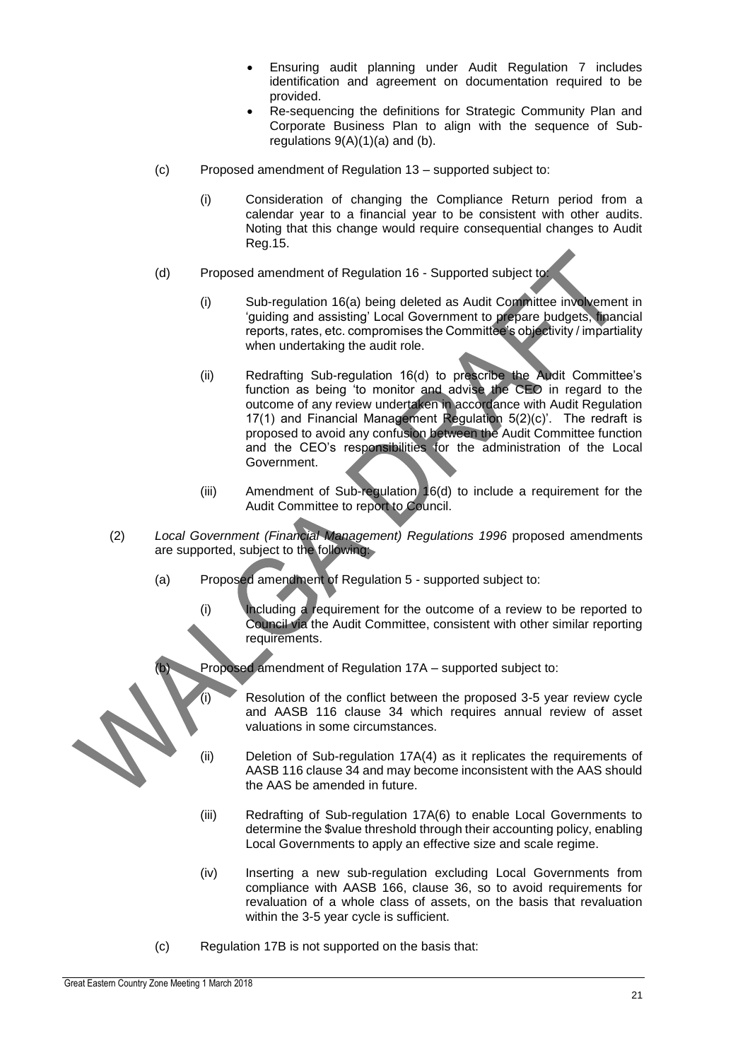- Ensuring audit planning under Audit Regulation 7 includes identification and agreement on documentation required to be provided.
- Re-sequencing the definitions for Strategic Community Plan and Corporate Business Plan to align with the sequence of Sub-regulations 9(A)(1)(a) and (b).

(c) Proposed amendment of Regulation 13 – supported subject to:

(i) Consideration of changing the Compliance Return period from a calendar year to a financial year to be consistent with other audits. Noting that this change would require consequential changes to Audit Reg.15.

(d) Proposed amendment of Regulation 16 - Supported subject to:

(i) Sub-regulation 16(a) being deleted as Audit Committee involvement in 'guiding and assisting' Local Government to prepare budgets, financial reports, rates, etc. compromises the Committee's objectivity / impartiality when undertaking the audit role.

(ii) Redrafting Sub-regulation 16(d) to prescribe the Audit Committee's function as being 'to monitor and advise the CEO in regard to the outcome of any review undertaken in accordance with Audit Regulation 17(1) and Financial Management Regulation 5(2)(c)'. The redraft is proposed to avoid any confusion between the Audit Committee function and the CEO's responsibilities for the administration of the Local Government.

(iii) Amendment of Sub-regulation 16(d) to include a requirement for the Audit Committee to report to Council.

(2) *Local Government (Financial Management) Regulations 1996* proposed amendments are supported, subject to the following:

(a) Proposed amendment of Regulation 5 - supported subject to:

(i) Including a requirement for the outcome of a review to be reported to Council via the Audit Committee, consistent with other similar reporting requirements.

(b) Proposed amendment of Regulation 17A – supported subject to:

(i) Resolution of the conflict between the proposed 3-5 year review cycle and AASB 116 clause 34 which requires annual review of asset valuations in some circumstances.

(ii) Deletion of Sub-regulation 17A(4) as it replicates the requirements of AASB 116 clause 34 and may become inconsistent with the AAS should the AAS be amended in future.

(iii) Redrafting of Sub-regulation 17A(6) to enable Local Governments to determine the $value threshold through their accounting policy, enabling Local Governments to apply an effective size and scale regime.

(iv) Inserting a new sub-regulation excluding Local Governments from compliance with AASB 166, clause 36, so to avoid requirements for revaluation of a whole class of assets, on the basis that revaluation within the 3-5 year cycle is sufficient.

(c) Regulation 17B is not supported on the basis that: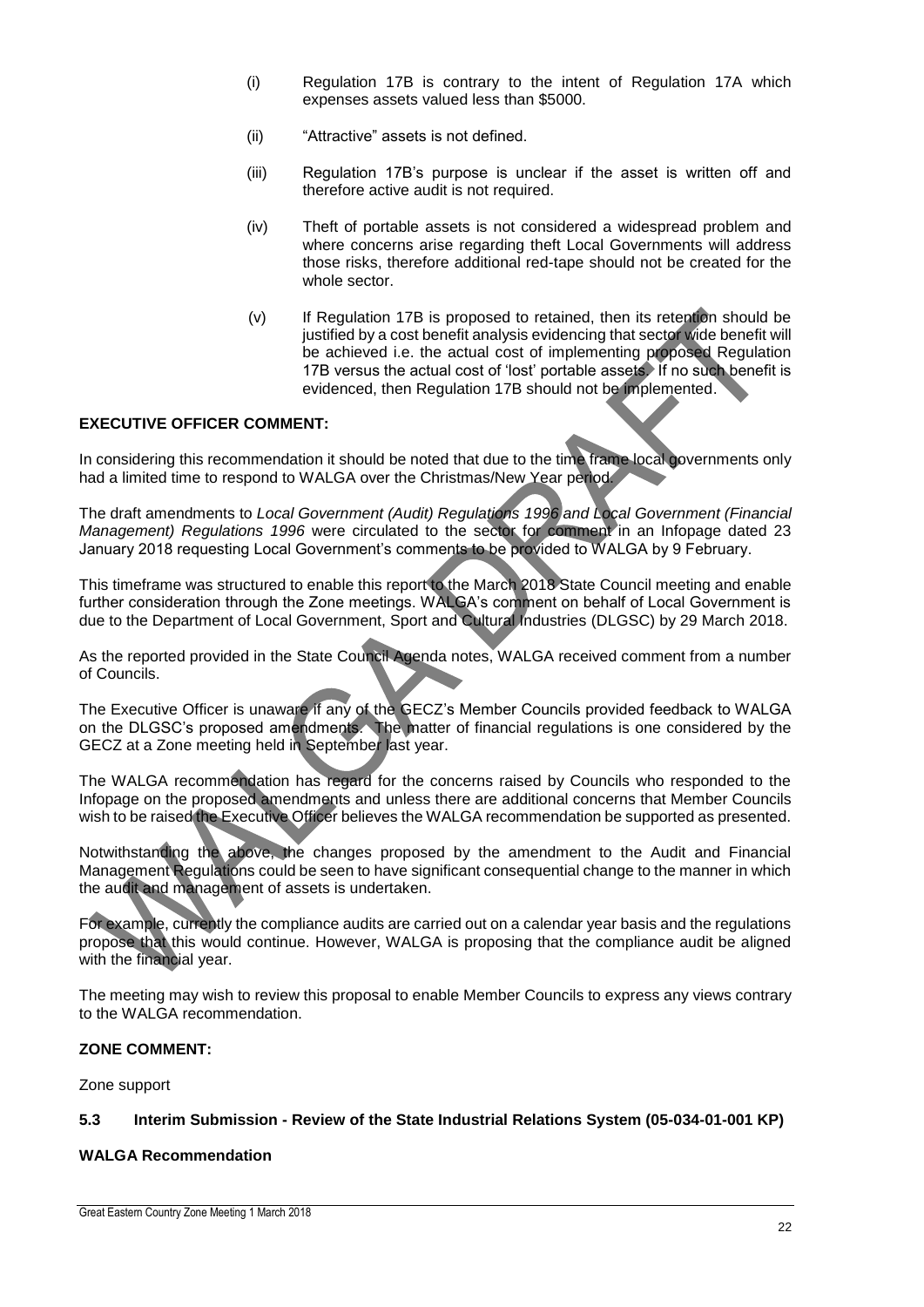(i) Regulation 17B is contrary to the intent of Regulation 17A which expenses assets valued less than $5000.

(ii) "Attractive" assets is not defined.

(iii) Regulation 17B's purpose is unclear if the asset is written off and therefore active audit is not required.

(iv) Theft of portable assets is not considered a widespread problem and where concerns arise regarding theft Local Governments will address those risks, therefore additional red-tape should not be created for the whole sector.

(v) If Regulation 17B is proposed to retained, then its retention should be justified by a cost benefit analysis evidencing that sector wide benefit will be achieved i.e. the actual cost of implementing proposed Regulation 17B versus the actual cost of 'lost' portable assets. If no such benefit is evidenced, then Regulation 17B should not be implemented.

**EXECUTIVE OFFICER COMMENT:**

In considering this recommendation it should be noted that due to the time frame local governments only had a limited time to respond to WALGA over the Christmas/New Year period.

The draft amendments to *Local Government (Audit) Regulations 1996 and Local Government (Financial Management) Regulations 1996* were circulated to the sector for comment in an Infopage dated 23 January 2018 requesting Local Government's comments to be provided to WALGA by 9 February.

This timeframe was structured to enable this report to the March 2018 State Council meeting and enable further consideration through the Zone meetings. WALGA's comment on behalf of Local Government is due to the Department of Local Government, Sport and Cultural Industries (DLGSC) by 29 March 2018.

As the reported provided in the State Council Agenda notes, WALGA received comment from a number of Councils.

The Executive Officer is unaware if any of the GECZ's Member Councils provided feedback to WALGA on the DLGSC's proposed amendments. The matter of financial regulations is one considered by the GECZ at a Zone meeting held in September last year.

The WALGA recommendation has regard for the concerns raised by Councils who responded to the Infopage on the proposed amendments and unless there are additional concerns that Member Councils wish to be raised the Executive Officer believes the WALGA recommendation be supported as presented.

Notwithstanding the above, the changes proposed by the amendment to the Audit and Financial Management Regulations could be seen to have significant consequential change to the manner in which the audit and management of assets is undertaken.

For example, currently the compliance audits are carried out on a calendar year basis and the regulations propose that this would continue. However, WALGA is proposing that the compliance audit be aligned with the financial year.

The meeting may wish to review this proposal to enable Member Councils to express any views contrary to the WALGA recommendation.

**ZONE COMMENT:**

Zone support

**5.3 Interim Submission - Review of the State Industrial Relations System (05-034-01-001 KP)**

**WALGA Recommendation**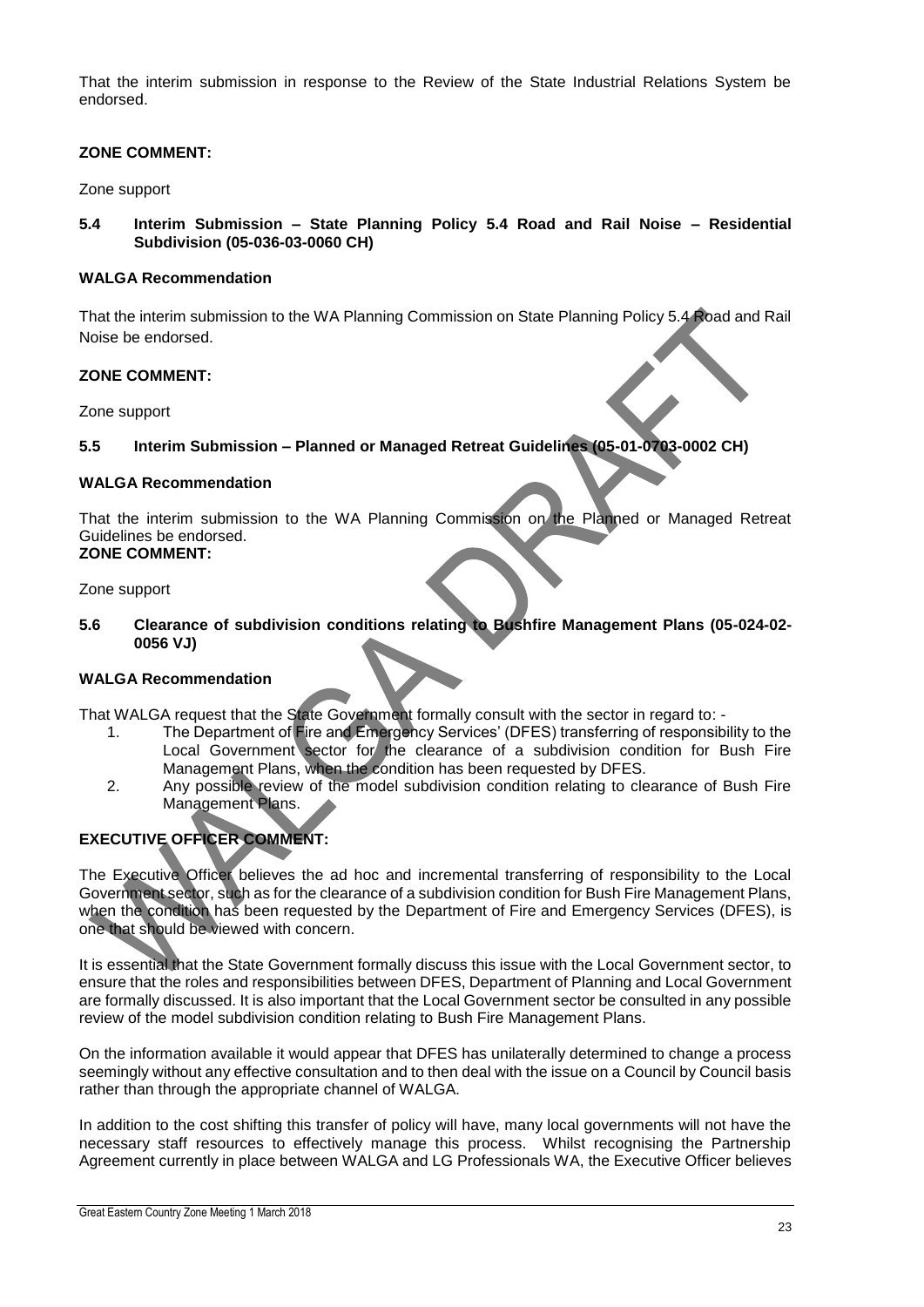That the interim submission in response to the Review of the State Industrial Relations System be endorsed.

**ZONE COMMENT:**

Zone support

**5.4 Interim Submission – State Planning Policy 5.4 Road and Rail Noise – Residential Subdivision (05-036-03-0060 CH)**

**WALGA Recommendation**

That the interim submission to the WA Planning Commission on State Planning Policy 5.4 Road and Rail Noise be endorsed.

**ZONE COMMENT:**

Zone support

**5.5 Interim Submission – Planned or Managed Retreat Guidelines (05-01-0703-0002 CH)**

**WALGA Recommendation**

That the interim submission to the WA Planning Commission on the Planned or Managed Retreat Guidelines be endorsed.

**ZONE COMMENT:**

Zone support

**5.6 Clearance of subdivision conditions relating to Bushfire Management Plans (05-024-02-0056 VJ)**

**WALGA Recommendation**

That WALGA request that the State Government formally consult with the sector in regard to: -

1. The Department of Fire and Emergency Services' (DFES) transferring of responsibility to the Local Government sector for the clearance of a subdivision condition for Bush Fire Management Plans, when the condition has been requested by DFES.
2. Any possible review of the model subdivision condition relating to clearance of Bush Fire Management Plans.

**EXECUTIVE OFFICER COMMENT:**

The Executive Officer believes the ad hoc and incremental transferring of responsibility to the Local Government sector, such as for the clearance of a subdivision condition for Bush Fire Management Plans, when the condition has been requested by the Department of Fire and Emergency Services (DFES), is one that should be viewed with concern.

It is essential that the State Government formally discuss this issue with the Local Government sector, to ensure that the roles and responsibilities between DFES, Department of Planning and Local Government are formally discussed. It is also important that the Local Government sector be consulted in any possible review of the model subdivision condition relating to Bush Fire Management Plans.

On the information available it would appear that DFES has unilaterally determined to change a process seemingly without any effective consultation and to then deal with the issue on a Council by Council basis rather than through the appropriate channel of WALGA.

In addition to the cost shifting this transfer of policy will have, many local governments will not have the necessary staff resources to effectively manage this process. Whilst recognising the Partnership Agreement currently in place between WALGA and LG Professionals WA, the Executive Officer believes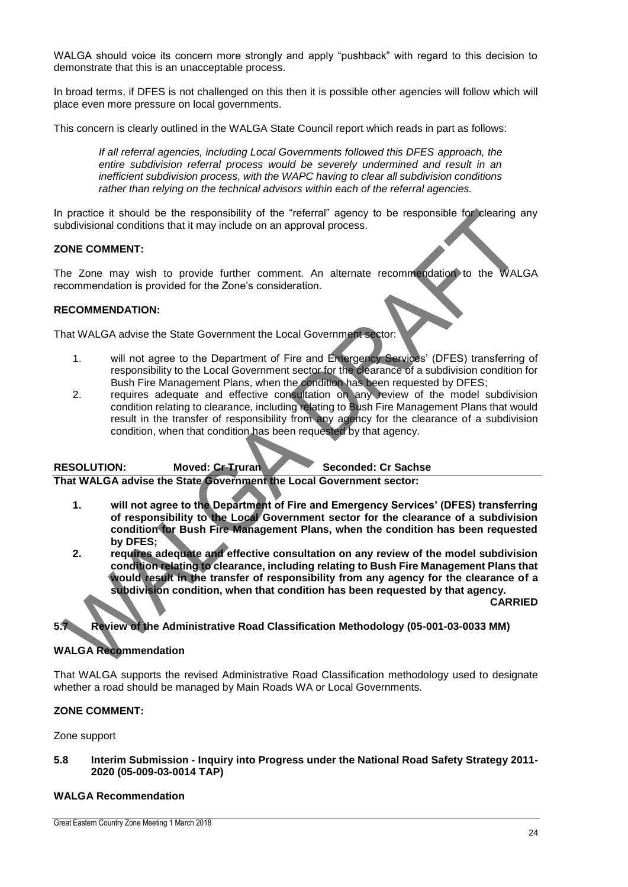WALGA should voice its concern more strongly and apply "pushback" with regard to this decision to demonstrate that this is an unacceptable process.

In broad terms, if DFES is not challenged on this then it is possible other agencies will follow which will place even more pressure on local governments.

This concern is clearly outlined in the WALGA State Council report which reads in part as follows:

> *If all referral agencies, including Local Governments followed this DFES approach, the entire subdivision referral process would be severely undermined and result in an inefficient subdivision process, with the WAPC having to clear all subdivision conditions rather than relying on the technical advisors within each of the referral agencies.*

In practice it should be the responsibility of the "referral" agency to be responsible for clearing any subdivisional conditions that it may include on an approval process.

**ZONE COMMENT:**

The Zone may wish to provide further comment. An alternate recommendation to the WALGA recommendation is provided for the Zone's consideration.

**RECOMMENDATION:**

That WALGA advise the State Government the Local Government sector:

1. will not agree to the Department of Fire and Emergency Services' (DFES) transferring of responsibility to the Local Government sector for the clearance of a subdivision condition for Bush Fire Management Plans, when the condition has been requested by DFES;
2. requires adequate and effective consultation on any review of the model subdivision condition relating to clearance, including relating to Bush Fire Management Plans that would result in the transfer of responsibility from any agency for the clearance of a subdivision condition, when that condition has been requested by that agency.

**RESOLUTION: Moved: Cr Truran Seconded: Cr Sachse**

**That WALGA advise the State Government the Local Government sector:**

1. **will not agree to the Department of Fire and Emergency Services' (DFES) transferring of responsibility to the Local Government sector for the clearance of a subdivision condition for Bush Fire Management Plans, when the condition has been requested by DFES;**
2. **requires adequate and effective consultation on any review of the model subdivision condition relating to clearance, including relating to Bush Fire Management Plans that would result in the transfer of responsibility from any agency for the clearance of a subdivision condition, when that condition has been requested by that agency.**

**CARRIED**

### 5.7 Review of the Administrative Road Classification Methodology (05-001-03-0033 MM)

**WALGA Recommendation**

That WALGA supports the revised Administrative Road Classification methodology used to designate whether a road should be managed by Main Roads WA or Local Governments.

**ZONE COMMENT:**

Zone support

### 5.8 Interim Submission - Inquiry into Progress under the National Road Safety Strategy 2011-2020 (05-009-03-0014 TAP)

**WALGA Recommendation**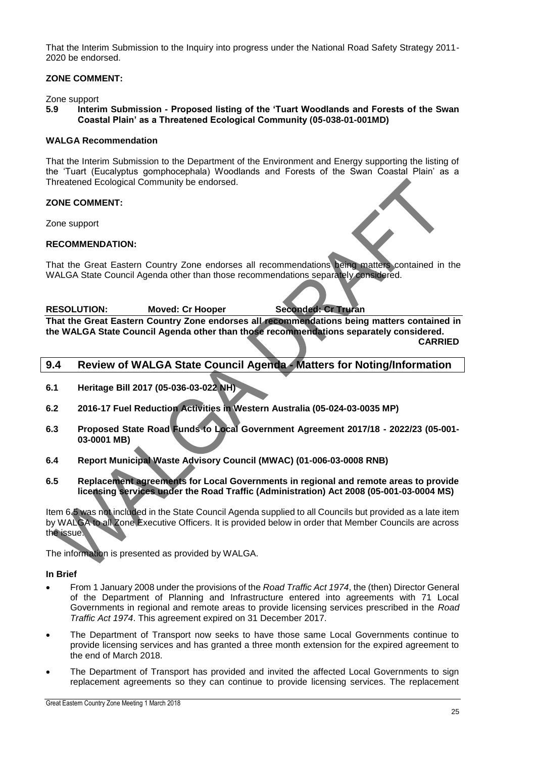That the Interim Submission to the Inquiry into progress under the National Road Safety Strategy 2011-2020 be endorsed.

**ZONE COMMENT:**

Zone support

**5.9 Interim Submission - Proposed listing of the 'Tuart Woodlands and Forests of the Swan Coastal Plain' as a Threatened Ecological Community (05-038-01-001MD)**

**WALGA Recommendation**

That the Interim Submission to the Department of the Environment and Energy supporting the listing of the 'Tuart (Eucalyptus gomphocephala) Woodlands and Forests of the Swan Coastal Plain' as a Threatened Ecological Community be endorsed.

**ZONE COMMENT:**

Zone support

**RECOMMENDATION:**

That the Great Eastern Country Zone endorses all recommendations being matters contained in the WALGA State Council Agenda other than those recommendations separately considered.

**RESOLUTION: Moved: Cr Hooper Seconded: Cr Truran**

**That the Great Eastern Country Zone endorses all recommendations being matters contained in the WALGA State Council Agenda other than those recommendations separately considered.**

**CARRIED**

## 9.4 Review of WALGA State Council Agenda - Matters for Noting/Information

**6.1 Heritage Bill 2017 (05-036-03-022 NH)**

**6.2 2016-17 Fuel Reduction Activities in Western Australia (05-024-03-0035 MP)**

**6.3 Proposed State Road Funds to Local Government Agreement 2017/18 - 2022/23 (05-001-03-0001 MB)**

**6.4 Report Municipal Waste Advisory Council (MWAC) (01-006-03-0008 RNB)**

**6.5 Replacement agreements for Local Governments in regional and remote areas to provide licensing services under the Road Traffic (Administration) Act 2008 (05-001-03-0004 MS)**

Item 6.5 was not included in the State Council Agenda supplied to all Councils but provided as a late item by WALGA to all Zone Executive Officers. It is provided below in order that Member Councils are across the issue.

The information is presented as provided by WALGA.

**In Brief**

- From 1 January 2008 under the provisions of the *Road Traffic Act 1974*, the (then) Director General of the Department of Planning and Infrastructure entered into agreements with 71 Local Governments in regional and remote areas to provide licensing services prescribed in the *Road Traffic Act 1974*. This agreement expired on 31 December 2017.
- The Department of Transport now seeks to have those same Local Governments continue to provide licensing services and has granted a three month extension for the expired agreement to the end of March 2018.
- The Department of Transport has provided and invited the affected Local Governments to sign replacement agreements so they can continue to provide licensing services. The replacement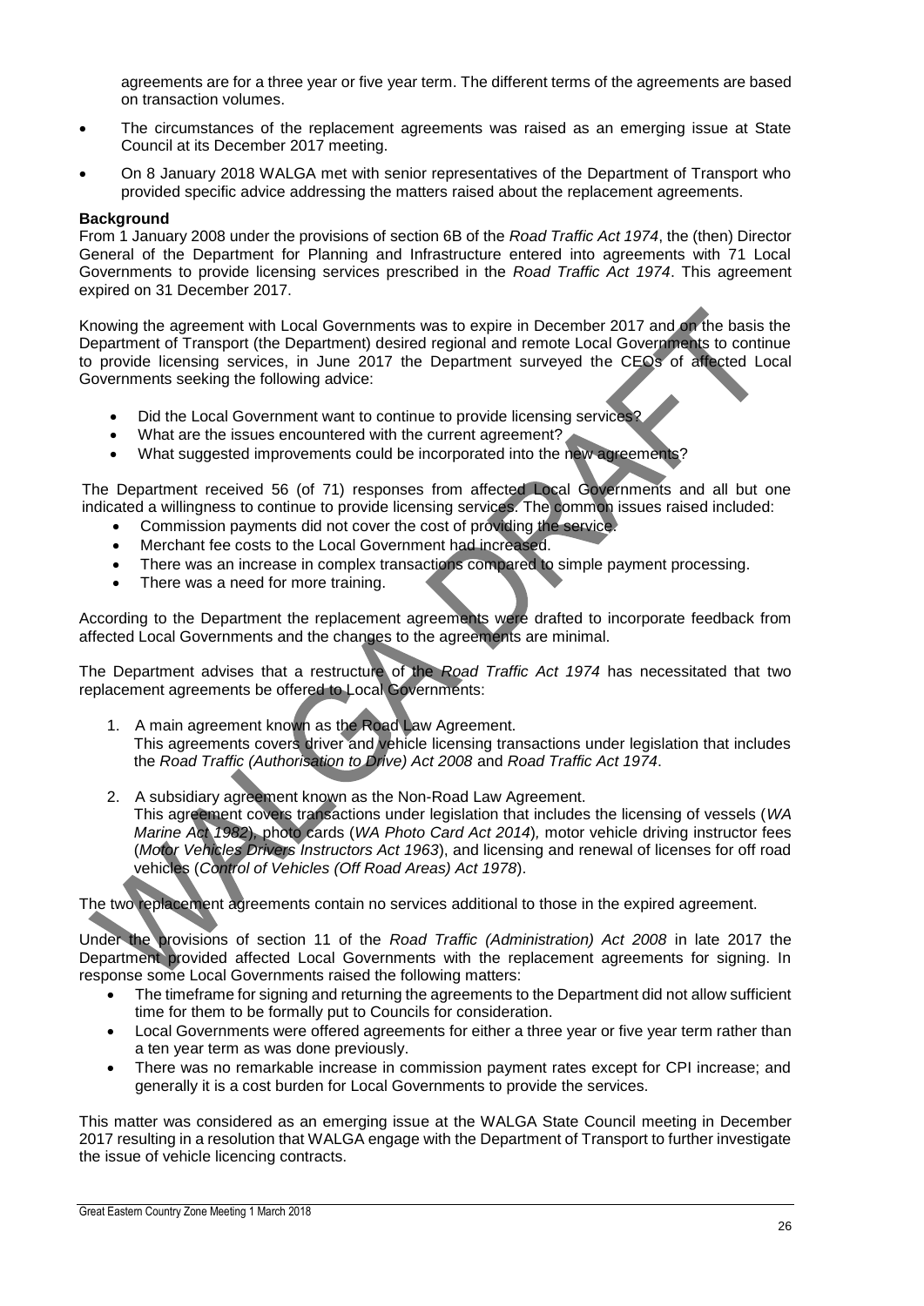agreements are for a three year or five year term. The different terms of the agreements are based on transaction volumes.

- The circumstances of the replacement agreements was raised as an emerging issue at State Council at its December 2017 meeting.
- On 8 January 2018 WALGA met with senior representatives of the Department of Transport who provided specific advice addressing the matters raised about the replacement agreements.

**Background**

From 1 January 2008 under the provisions of section 6B of the *Road Traffic Act 1974*, the (then) Director General of the Department for Planning and Infrastructure entered into agreements with 71 Local Governments to provide licensing services prescribed in the *Road Traffic Act 1974*. This agreement expired on 31 December 2017.

Knowing the agreement with Local Governments was to expire in December 2017 and on the basis the Department of Transport (the Department) desired regional and remote Local Governments to continue to provide licensing services, in June 2017 the Department surveyed the CEOs of affected Local Governments seeking the following advice:

- Did the Local Government want to continue to provide licensing services?
- What are the issues encountered with the current agreement?
- What suggested improvements could be incorporated into the new agreements?

The Department received 56 (of 71) responses from affected Local Governments and all but one indicated a willingness to continue to provide licensing services. The common issues raised included:

- Commission payments did not cover the cost of providing the service.
- Merchant fee costs to the Local Government had increased.
- There was an increase in complex transactions compared to simple payment processing.
- There was a need for more training.

According to the Department the replacement agreements were drafted to incorporate feedback from affected Local Governments and the changes to the agreements are minimal.

The Department advises that a restructure of the *Road Traffic Act 1974* has necessitated that two replacement agreements be offered to Local Governments:

1. A main agreement known as the Road Law Agreement.
   This agreements covers driver and vehicle licensing transactions under legislation that includes the *Road Traffic (Authorisation to Drive) Act 2008* and *Road Traffic Act 1974*.
2. A subsidiary agreement known as the Non-Road Law Agreement.
   This agreement covers transactions under legislation that includes the licensing of vessels (*WA Marine Act 1982*), photo cards (*WA Photo Card Act 2014*), motor vehicle driving instructor fees (*Motor Vehicles Drivers Instructors Act 1963*), and licensing and renewal of licenses for off road vehicles (*Control of Vehicles (Off Road Areas) Act 1978*).

The two replacement agreements contain no services additional to those in the expired agreement.

Under the provisions of section 11 of the *Road Traffic (Administration) Act 2008* in late 2017 the Department provided affected Local Governments with the replacement agreements for signing. In response some Local Governments raised the following matters:

- The timeframe for signing and returning the agreements to the Department did not allow sufficient time for them to be formally put to Councils for consideration.
- Local Governments were offered agreements for either a three year or five year term rather than a ten year term as was done previously.
- There was no remarkable increase in commission payment rates except for CPI increase; and generally it is a cost burden for Local Governments to provide the services.

This matter was considered as an emerging issue at the WALGA State Council meeting in December 2017 resulting in a resolution that WALGA engage with the Department of Transport to further investigate the issue of vehicle licencing contracts.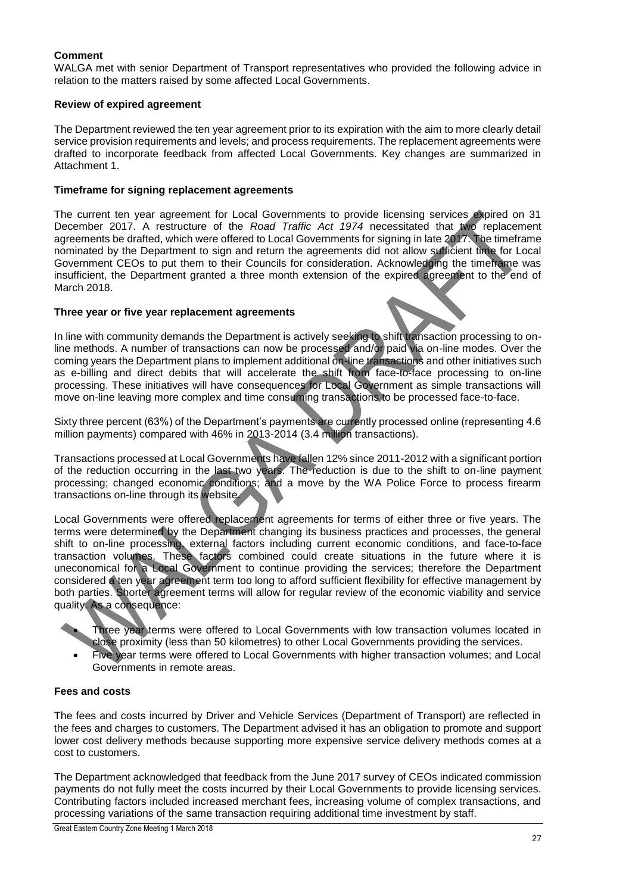**Comment**

WALGA met with senior Department of Transport representatives who provided the following advice in relation to the matters raised by some affected Local Governments.

**Review of expired agreement**

The Department reviewed the ten year agreement prior to its expiration with the aim to more clearly detail service provision requirements and levels; and process requirements. The replacement agreements were drafted to incorporate feedback from affected Local Governments. Key changes are summarized in Attachment 1.

**Timeframe for signing replacement agreements**

The current ten year agreement for Local Governments to provide licensing services expired on 31 December 2017. A restructure of the *Road Traffic Act 1974* necessitated that two replacement agreements be drafted, which were offered to Local Governments for signing in late 2017. The timeframe nominated by the Department to sign and return the agreements did not allow sufficient time for Local Government CEOs to put them to their Councils for consideration. Acknowledging the timeframe was insufficient, the Department granted a three month extension of the expired agreement to the end of March 2018.

**Three year or five year replacement agreements**

In line with community demands the Department is actively seeking to shift transaction processing to on-line methods. A number of transactions can now be processed and/or paid via on-line modes. Over the coming years the Department plans to implement additional on-line transactions and other initiatives such as e-billing and direct debits that will accelerate the shift from face-to-face processing to on-line processing. These initiatives will have consequences for Local Government as simple transactions will move on-line leaving more complex and time consuming transactions to be processed face-to-face.

Sixty three percent (63%) of the Department's payments are currently processed online (representing 4.6 million payments) compared with 46% in 2013-2014 (3.4 million transactions).

Transactions processed at Local Governments have fallen 12% since 2011-2012 with a significant portion of the reduction occurring in the last two years. The reduction is due to the shift to on-line payment processing; changed economic conditions; and a move by the WA Police Force to process firearm transactions on-line through its website.

Local Governments were offered replacement agreements for terms of either three or five years. The terms were determined by the Department changing its business practices and processes, the general shift to on-line processing, external factors including current economic conditions, and face-to-face transaction volumes. These factors combined could create situations in the future where it is uneconomical for a Local Government to continue providing the services; therefore the Department considered a ten year agreement term too long to afford sufficient flexibility for effective management by both parties. Shorter agreement terms will allow for regular review of the economic viability and service quality. As a consequence:

- Three year terms were offered to Local Governments with low transaction volumes located in close proximity (less than 50 kilometres) to other Local Governments providing the services.
- Five year terms were offered to Local Governments with higher transaction volumes; and Local Governments in remote areas.

**Fees and costs**

The fees and costs incurred by Driver and Vehicle Services (Department of Transport) are reflected in the fees and charges to customers. The Department advised it has an obligation to promote and support lower cost delivery methods because supporting more expensive service delivery methods comes at a cost to customers.

The Department acknowledged that feedback from the June 2017 survey of CEOs indicated commission payments do not fully meet the costs incurred by their Local Governments to provide licensing services. Contributing factors included increased merchant fees, increasing volume of complex transactions, and processing variations of the same transaction requiring additional time investment by staff.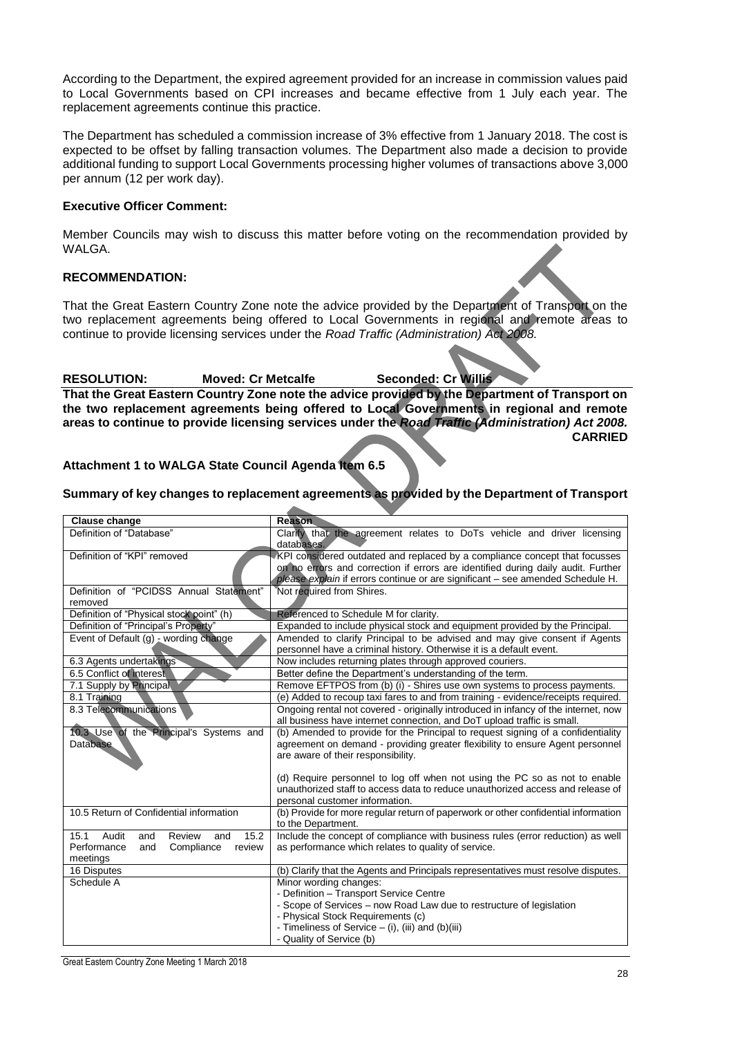According to the Department, the expired agreement provided for an increase in commission values paid to Local Governments based on CPI increases and became effective from 1 July each year. The replacement agreements continue this practice.

The Department has scheduled a commission increase of 3% effective from 1 January 2018. The cost is expected to be offset by falling transaction volumes. The Department also made a decision to provide additional funding to support Local Governments processing higher volumes of transactions above 3,000 per annum (12 per work day).

**Executive Officer Comment:**

Member Councils may wish to discuss this matter before voting on the recommendation provided by WALGA.

**RECOMMENDATION:**

That the Great Eastern Country Zone note the advice provided by the Department of Transport on the two replacement agreements being offered to Local Governments in regional and remote areas to continue to provide licensing services under the *Road Traffic (Administration) Act 2008.*

**RESOLUTION: Moved: Cr Metcalfe Seconded: Cr Willis**

**That the Great Eastern Country Zone note the advice provided by the Department of Transport on the two replacement agreements being offered to Local Governments in regional and remote areas to continue to provide licensing services under the *Road Traffic (Administration) Act 2008.***

**CARRIED**

**Attachment 1 to WALGA State Council Agenda Item 6.5**

**Summary of key changes to replacement agreements as provided by the Department of Transport**

| Clause change | Reason |
|---|---|
| Definition of "Database" | Clarify that the agreement relates to DoTs vehicle and driver licensing databases. |
| Definition of "KPI" removed | KPI considered outdated and replaced by a compliance concept that focusses on no errors and correction if errors are identified during daily audit. Further *please explain* if errors continue or are significant – see amended Schedule H. |
| Definition of "PCIDSS Annual Statement" removed | Not required from Shires. |
| Definition of "Physical stock point" (h) | Referenced to Schedule M for clarity. |
| Definition of "Principal's Property" | Expanded to include physical stock and equipment provided by the Principal. |
| Event of Default (g) - wording change | Amended to clarify Principal to be advised and may give consent if Agents personnel have a criminal history. Otherwise it is a default event. |
| 6.3 Agents undertakings | Now includes returning plates through approved couriers. |
| 6.5 Conflict of interest | Better define the Department's understanding of the term. |
| 7.1 Supply by Principal | Remove EFTPOS from (b) (i) - Shires use own systems to process payments. |
| 8.1 Training | (e) Added to recoup taxi fares to and from training - evidence/receipts required. |
| 8.3 Telecommunications | Ongoing rental not covered - originally introduced in infancy of the internet, now all business have internet connection, and DoT upload traffic is small. |
| 10.3 Use of the Principal's Systems and Database | (b) Amended to provide for the Principal to request signing of a confidentiality agreement on demand - providing greater flexibility to ensure Agent personnel are aware of their responsibility.<br><br>(d) Require personnel to log off when not using the PC so as not to enable unauthorized staff to access data to reduce unauthorized access and release of personal customer information. |
| 10.5 Return of Confidential information | (b) Provide for more regular return of paperwork or other confidential information to the Department. |
| 15.1 Audit and Review and 15.2 Performance and Compliance review meetings | Include the concept of compliance with business rules (error reduction) as well as performance which relates to quality of service. |
| 16 Disputes | (b) Clarify that the Agents and Principals representatives must resolve disputes. |
| Schedule A | Minor wording changes:<br>- Definition – Transport Service Centre<br>- Scope of Services – now Road Law due to restructure of legislation<br>- Physical Stock Requirements (c)<br>- Timeliness of Service – (i), (iii) and (b)(iii)<br>- Quality of Service (b) |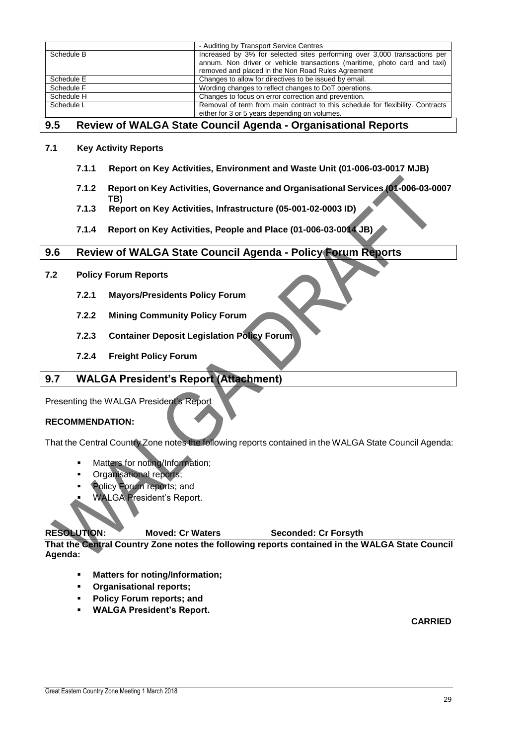| | - Auditing by Transport Service Centres |
|---|---|
| Schedule B | Increased by 3% for selected sites performing over 3,000 transactions per annum. Non driver or vehicle transactions (maritime, photo card and taxi) removed and placed in the Non Road Rules Agreement |
| Schedule E | Changes to allow for directives to be issued by email. |
| Schedule F | Wording changes to reflect changes to DoT operations. |
| Schedule H | Changes to focus on error correction and prevention. |
| Schedule L | Removal of term from main contract to this schedule for flexibility. Contracts either for 3 or 5 years depending on volumes. |

## 9.5 Review of WALGA State Council Agenda - Organisational Reports

**7.1 Key Activity Reports**

**7.1.1 Report on Key Activities, Environment and Waste Unit (01-006-03-0017 MJB)**

**7.1.2 Report on Key Activities, Governance and Organisational Services (01-006-03-0007 TB)**

**7.1.3 Report on Key Activities, Infrastructure (05-001-02-0003 ID)**

**7.1.4 Report on Key Activities, People and Place (01-006-03-0014 JB)**

## 9.6 Review of WALGA State Council Agenda - Policy Forum Reports

**7.2 Policy Forum Reports**

**7.2.1 Mayors/Presidents Policy Forum**

**7.2.2 Mining Community Policy Forum**

**7.2.3 Container Deposit Legislation Policy Forum**

**7.2.4 Freight Policy Forum**

## 9.7 WALGA President's Report (Attachment)

Presenting the WALGA President's Report

**RECOMMENDATION:**

That the Central Country Zone notes the following reports contained in the WALGA State Council Agenda:

- Matters for noting/Information;
- Organisational reports;
- Policy Forum reports; and
- WALGA President's Report.

**RESOLUTION: Moved: Cr Waters Seconded: Cr Forsyth**

**That the Central Country Zone notes the following reports contained in the WALGA State Council Agenda:**

- **Matters for noting/Information;**
- **Organisational reports;**
- **Policy Forum reports; and**
- **WALGA President's Report.**

**CARRIED**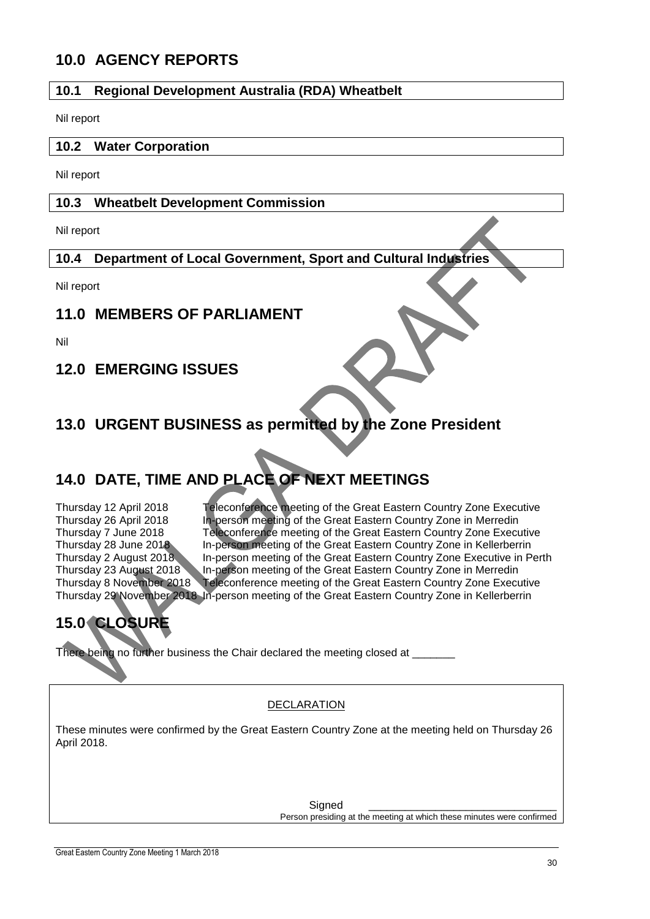# 10.0 AGENCY REPORTS

## 10.1 Regional Development Australia (RDA) Wheatbelt

Nil report

## 10.2 Water Corporation

Nil report

## 10.3 Wheatbelt Development Commission

Nil report

## 10.4 Department of Local Government, Sport and Cultural Industries

Nil report

# 11.0 MEMBERS OF PARLIAMENT

Nil

# 12.0 EMERGING ISSUES

# 13.0 URGENT BUSINESS as permitted by the Zone President

# 14.0 DATE, TIME AND PLACE OF NEXT MEETINGS

| | |
|---|---|
| Thursday 12 April 2018 | Teleconference meeting of the Great Eastern Country Zone Executive |
| Thursday 26 April 2018 | In-person meeting of the Great Eastern Country Zone in Merredin |
| Thursday 7 June 2018 | Teleconference meeting of the Great Eastern Country Zone Executive |
| Thursday 28 June 2018 | In-person meeting of the Great Eastern Country Zone in Kellerberrin |
| Thursday 2 August 2018 | In-person meeting of the Great Eastern Country Zone Executive in Perth |
| Thursday 23 August 2018 | In-person meeting of the Great Eastern Country Zone in Merredin |
| Thursday 8 November 2018 | Teleconference meeting of the Great Eastern Country Zone Executive |
| Thursday 29 November 2018 | In-person meeting of the Great Eastern Country Zone in Kellerberrin |

# 15.0 CLOSURE

There being no further business the Chair declared the meeting closed at _______

DECLARATION

These minutes were confirmed by the Great Eastern Country Zone at the meeting held on Thursday 26 April 2018.

Signed _______________________________

Person presiding at the meeting at which these minutes were confirmed

WALGA DRAFT